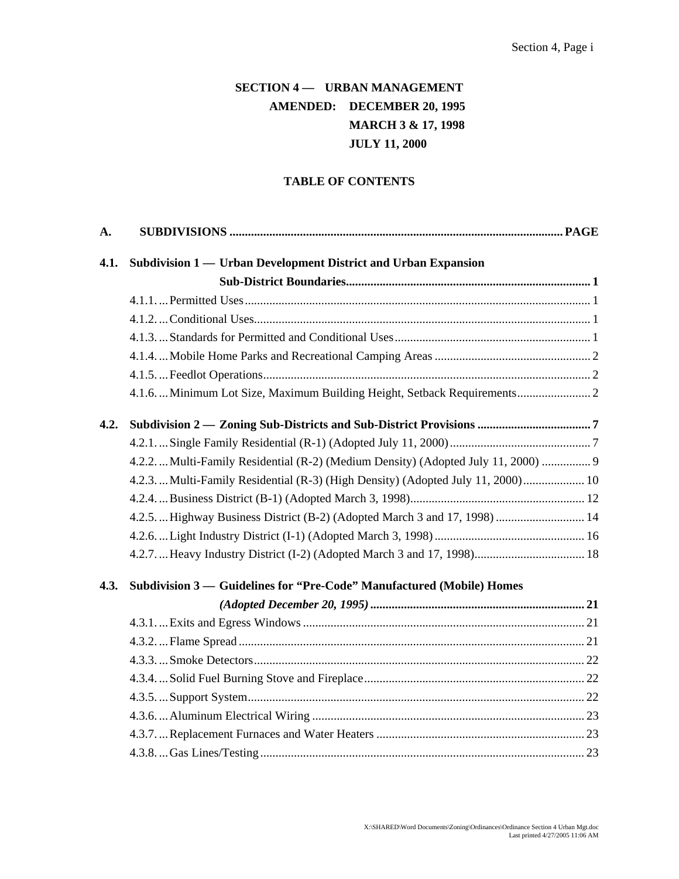# SECTION 4 — URBAN MANAGEMENT

**AMENDED: DECEMBER 20, 1995**
**MARCH 3 & 17, 1998**
**JULY 11, 2000**

## TABLE OF CONTENTS

**A. SUBDIVISIONS ........................................................ PAGE**

**4.1. Subdivision 1 — Urban Development District and Urban Expansion Sub-District Boundaries ........................................................ 1**

- 4.1.1. ... Permitted Uses ........................................................ 1
- 4.1.2. ... Conditional Uses ........................................................ 1
- 4.1.3. ... Standards for Permitted and Conditional Uses ........................................................ 1
- 4.1.4. ... Mobile Home Parks and Recreational Camping Areas ........................................................ 2
- 4.1.5. ... Feedlot Operations ........................................................ 2
- 4.1.6. ... Minimum Lot Size, Maximum Building Height, Setback Requirements ........................................................ 2

**4.2. Subdivision 2 — Zoning Sub-Districts and Sub-District Provisions ........................................................ 7**

- 4.2.1. ... Single Family Residential (R-1) (Adopted July 11, 2000) ........................................................ 7
- 4.2.2. ... Multi-Family Residential (R-2) (Medium Density) (Adopted July 11, 2000) ........................................................ 9
- 4.2.3. ... Multi-Family Residential (R-3) (High Density) (Adopted July 11, 2000) ........................................................ 10
- 4.2.4. ... Business District (B-1) (Adopted March 3, 1998) ........................................................ 12
- 4.2.5. ... Highway Business District (B-2) (Adopted March 3 and 17, 1998) ........................................................ 14
- 4.2.6. ... Light Industry District (I-1) (Adopted March 3, 1998) ........................................................ 16
- 4.2.7. ... Heavy Industry District (I-2) (Adopted March 3 and 17, 1998) ........................................................ 18

**4.3. Subdivision 3 — Guidelines for "Pre-Code" Manufactured (Mobile) Homes *(Adopted December 20, 1995)* ........................................................ 21**

- 4.3.1. ... Exits and Egress Windows ........................................................ 21
- 4.3.2. ... Flame Spread ........................................................ 21
- 4.3.3. ... Smoke Detectors ........................................................ 22
- 4.3.4. ... Solid Fuel Burning Stove and Fireplace ........................................................ 22
- 4.3.5. ... Support System ........................................................ 22
- 4.3.6. ... Aluminum Electrical Wiring ........................................................ 23
- 4.3.7. ... Replacement Furnaces and Water Heaters ........................................................ 23
- 4.3.8. ... Gas Lines/Testing ........................................................ 23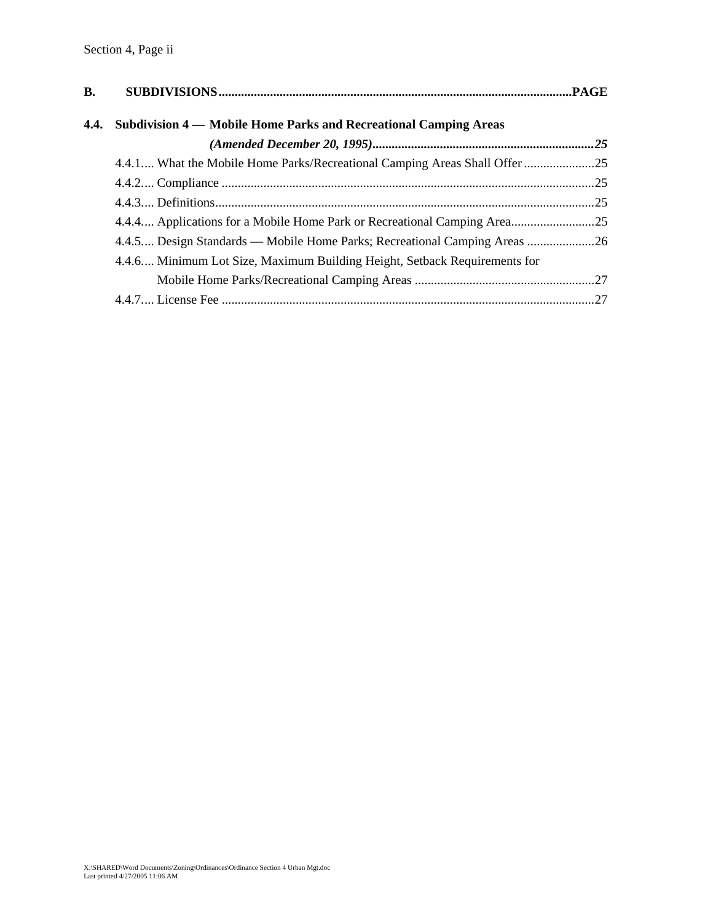**B. SUBDIVISIONS............................................................................................................PAGE**

**4.4. Subdivision 4 — Mobile Home Parks and Recreational Camping Areas *(Amended December 20, 1995)*....................................................................*25***

- 4.4.1.... What the Mobile Home Parks/Recreational Camping Areas Shall Offer ......................25
- 4.4.2.... Compliance ...................................................................................................................25
- 4.4.3.... Definitions.....................................................................................................................25
- 4.4.4.... Applications for a Mobile Home Park or Recreational Camping Area..........................25
- 4.4.5.... Design Standards — Mobile Home Parks; Recreational Camping Areas .....................26
- 4.4.6.... Minimum Lot Size, Maximum Building Height, Setback Requirements for Mobile Home Parks/Recreational Camping Areas ........................................................27
- 4.4.7.... License Fee ...................................................................................................................27

X:\SHARED\Word Documents\Zoning\Ordinances\Ordinance Section 4 Urban Mgt.doc
Last printed 4/27/2005 11:06 AM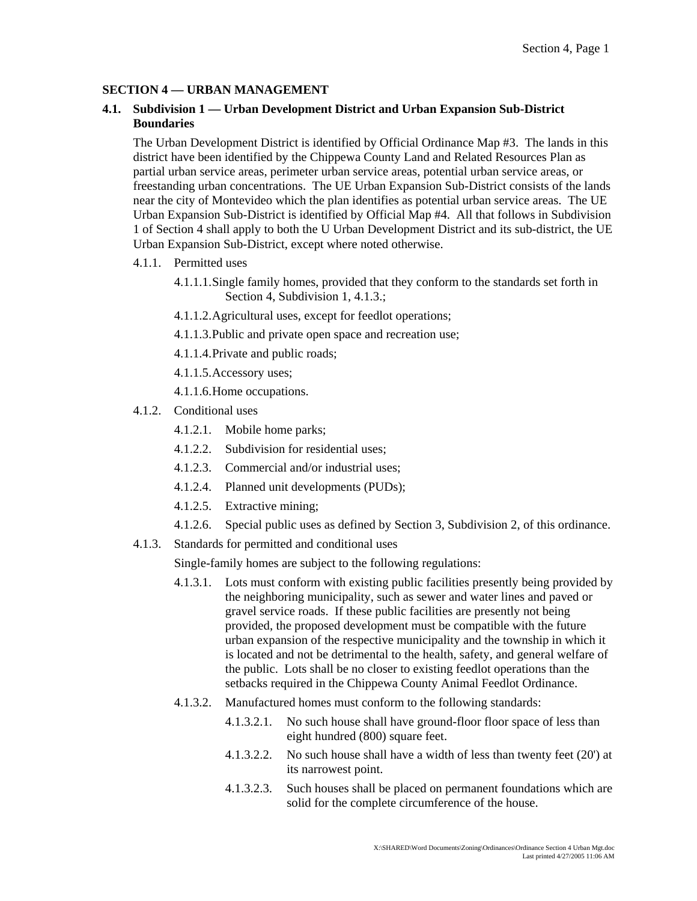## SECTION 4 — URBAN MANAGEMENT

### 4.1. Subdivision 1 — Urban Development District and Urban Expansion Sub-District Boundaries

The Urban Development District is identified by Official Ordinance Map #3. The lands in this district have been identified by the Chippewa County Land and Related Resources Plan as partial urban service areas, perimeter urban service areas, potential urban service areas, or freestanding urban concentrations. The UE Urban Expansion Sub-District consists of the lands near the city of Montevideo which the plan identifies as potential urban service areas. The UE Urban Expansion Sub-District is identified by Official Map #4. All that follows in Subdivision 1 of Section 4 shall apply to both the U Urban Development District and its sub-district, the UE Urban Expansion Sub-District, except where noted otherwise.

4.1.1. Permitted uses

- 4.1.1.1. Single family homes, provided that they conform to the standards set forth in Section 4, Subdivision 1, 4.1.3.;
- 4.1.1.2. Agricultural uses, except for feedlot operations;
- 4.1.1.3. Public and private open space and recreation use;
- 4.1.1.4. Private and public roads;
- 4.1.1.5. Accessory uses;
- 4.1.1.6. Home occupations.

4.1.2. Conditional uses

- 4.1.2.1. Mobile home parks;
- 4.1.2.2. Subdivision for residential uses;
- 4.1.2.3. Commercial and/or industrial uses;
- 4.1.2.4. Planned unit developments (PUDs);
- 4.1.2.5. Extractive mining;
- 4.1.2.6. Special public uses as defined by Section 3, Subdivision 2, of this ordinance.

4.1.3. Standards for permitted and conditional uses

Single-family homes are subject to the following regulations:

- 4.1.3.1. Lots must conform with existing public facilities presently being provided by the neighboring municipality, such as sewer and water lines and paved or gravel service roads. If these public facilities are presently not being provided, the proposed development must be compatible with the future urban expansion of the respective municipality and the township in which it is located and not be detrimental to the health, safety, and general welfare of the public. Lots shall be no closer to existing feedlot operations than the setbacks required in the Chippewa County Animal Feedlot Ordinance.
- 4.1.3.2. Manufactured homes must conform to the following standards:
  - 4.1.3.2.1. No such house shall have ground-floor floor space of less than eight hundred (800) square feet.
  - 4.1.3.2.2. No such house shall have a width of less than twenty feet (20') at its narrowest point.
  - 4.1.3.2.3. Such houses shall be placed on permanent foundations which are solid for the complete circumference of the house.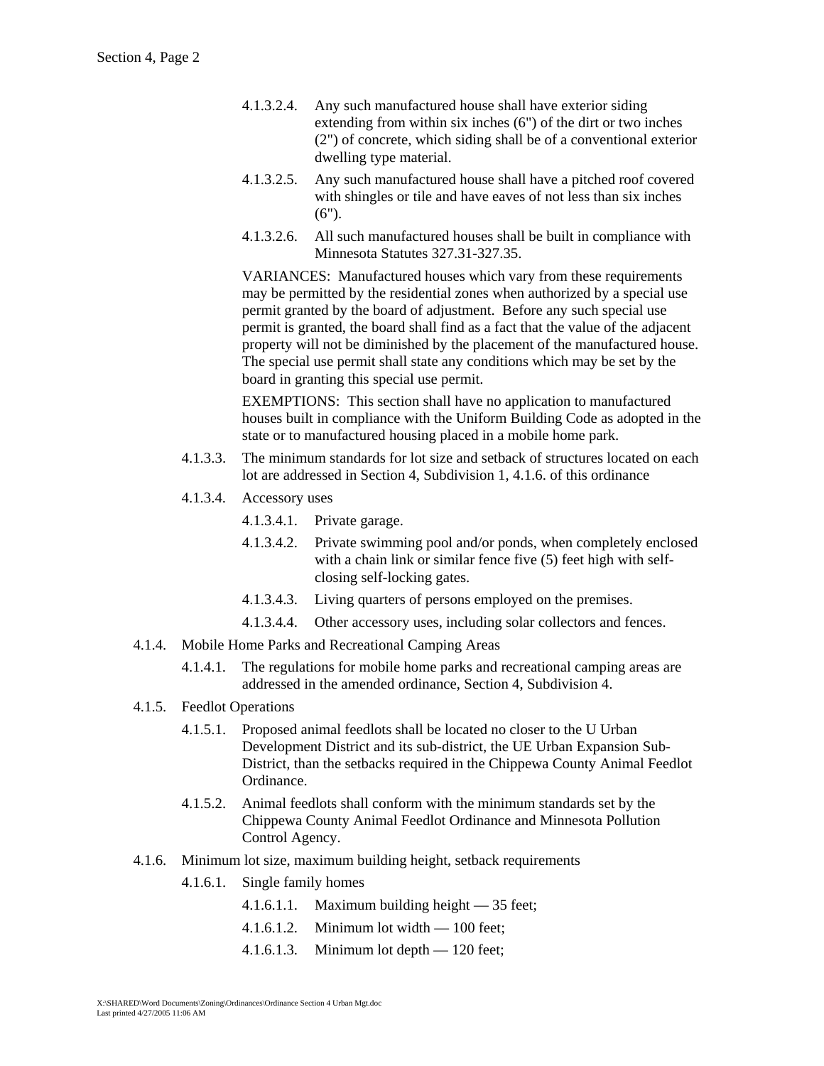4.1.3.2.4. Any such manufactured house shall have exterior siding extending from within six inches (6") of the dirt or two inches (2") of concrete, which siding shall be of a conventional exterior dwelling type material.

4.1.3.2.5. Any such manufactured house shall have a pitched roof covered with shingles or tile and have eaves of not less than six inches (6").

4.1.3.2.6. All such manufactured houses shall be built in compliance with Minnesota Statutes 327.31-327.35.

VARIANCES: Manufactured houses which vary from these requirements may be permitted by the residential zones when authorized by a special use permit granted by the board of adjustment. Before any such special use permit is granted, the board shall find as a fact that the value of the adjacent property will not be diminished by the placement of the manufactured house. The special use permit shall state any conditions which may be set by the board in granting this special use permit.

EXEMPTIONS: This section shall have no application to manufactured houses built in compliance with the Uniform Building Code as adopted in the state or to manufactured housing placed in a mobile home park.

4.1.3.3. The minimum standards for lot size and setback of structures located on each lot are addressed in Section 4, Subdivision 1, 4.1.6. of this ordinance

4.1.3.4. Accessory uses

4.1.3.4.1. Private garage.

4.1.3.4.2. Private swimming pool and/or ponds, when completely enclosed with a chain link or similar fence five (5) feet high with self-closing self-locking gates.

4.1.3.4.3. Living quarters of persons employed on the premises.

4.1.3.4.4. Other accessory uses, including solar collectors and fences.

4.1.4. Mobile Home Parks and Recreational Camping Areas

4.1.4.1. The regulations for mobile home parks and recreational camping areas are addressed in the amended ordinance, Section 4, Subdivision 4.

4.1.5. Feedlot Operations

4.1.5.1. Proposed animal feedlots shall be located no closer to the U Urban Development District and its sub-district, the UE Urban Expansion Sub-District, than the setbacks required in the Chippewa County Animal Feedlot Ordinance.

4.1.5.2. Animal feedlots shall conform with the minimum standards set by the Chippewa County Animal Feedlot Ordinance and Minnesota Pollution Control Agency.

4.1.6. Minimum lot size, maximum building height, setback requirements

4.1.6.1. Single family homes

4.1.6.1.1. Maximum building height — 35 feet;

4.1.6.1.2. Minimum lot width — 100 feet;

4.1.6.1.3. Minimum lot depth — 120 feet;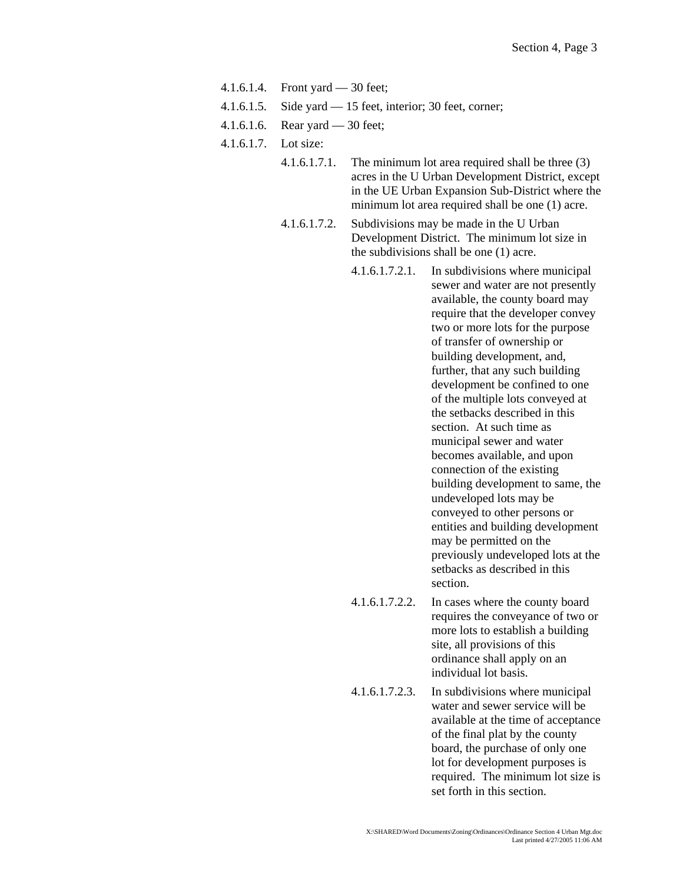4.1.6.1.4. Front yard — 30 feet;

4.1.6.1.5. Side yard — 15 feet, interior; 30 feet, corner;

4.1.6.1.6. Rear yard — 30 feet;

4.1.6.1.7. Lot size:

- 4.1.6.1.7.1. The minimum lot area required shall be three (3) acres in the U Urban Development District, except in the UE Urban Expansion Sub-District where the minimum lot area required shall be one (1) acre.

- 4.1.6.1.7.2. Subdivisions may be made in the U Urban Development District. The minimum lot size in the subdivisions shall be one (1) acre.

  - 4.1.6.1.7.2.1. In subdivisions where municipal sewer and water are not presently available, the county board may require that the developer convey two or more lots for the purpose of transfer of ownership or building development, and, further, that any such building development be confined to one of the multiple lots conveyed at the setbacks described in this section. At such time as municipal sewer and water becomes available, and upon connection of the existing building development to same, the undeveloped lots may be conveyed to other persons or entities and building development may be permitted on the previously undeveloped lots at the setbacks as described in this section.

  - 4.1.6.1.7.2.2. In cases where the county board requires the conveyance of two or more lots to establish a building site, all provisions of this ordinance shall apply on an individual lot basis.

  - 4.1.6.1.7.2.3. In subdivisions where municipal water and sewer service will be available at the time of acceptance of the final plat by the county board, the purchase of only one lot for development purposes is required. The minimum lot size is set forth in this section.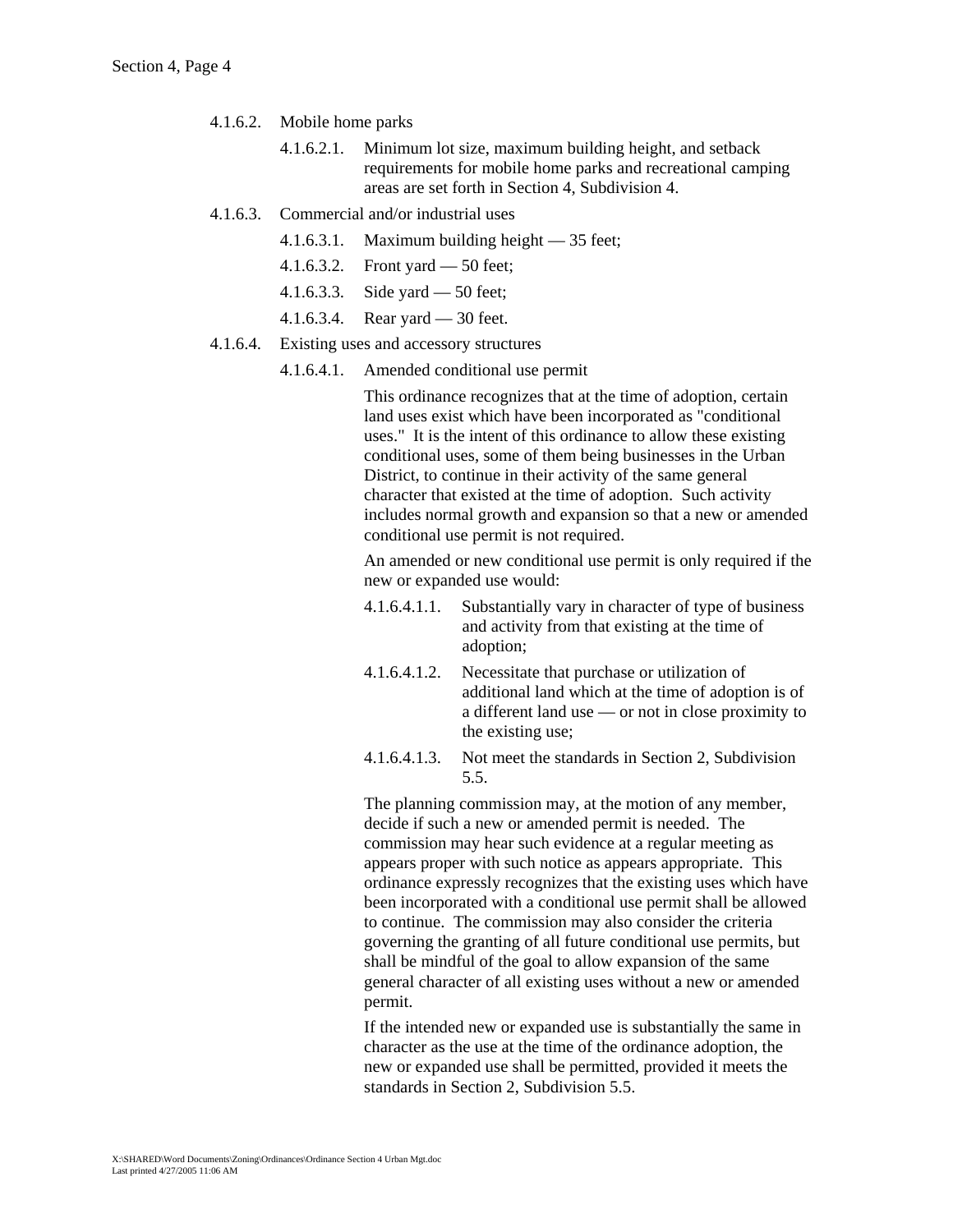4.1.6.2. Mobile home parks

4.1.6.2.1. Minimum lot size, maximum building height, and setback requirements for mobile home parks and recreational camping areas are set forth in Section 4, Subdivision 4.

4.1.6.3. Commercial and/or industrial uses

4.1.6.3.1. Maximum building height — 35 feet;

4.1.6.3.2. Front yard — 50 feet;

4.1.6.3.3. Side yard — 50 feet;

4.1.6.3.4. Rear yard — 30 feet.

4.1.6.4. Existing uses and accessory structures

4.1.6.4.1. Amended conditional use permit

This ordinance recognizes that at the time of adoption, certain land uses exist which have been incorporated as "conditional uses." It is the intent of this ordinance to allow these existing conditional uses, some of them being businesses in the Urban District, to continue in their activity of the same general character that existed at the time of adoption. Such activity includes normal growth and expansion so that a new or amended conditional use permit is not required.

An amended or new conditional use permit is only required if the new or expanded use would:

4.1.6.4.1.1. Substantially vary in character of type of business and activity from that existing at the time of adoption;

4.1.6.4.1.2. Necessitate that purchase or utilization of additional land which at the time of adoption is of a different land use — or not in close proximity to the existing use;

4.1.6.4.1.3. Not meet the standards in Section 2, Subdivision 5.5.

The planning commission may, at the motion of any member, decide if such a new or amended permit is needed. The commission may hear such evidence at a regular meeting as appears proper with such notice as appears appropriate. This ordinance expressly recognizes that the existing uses which have been incorporated with a conditional use permit shall be allowed to continue. The commission may also consider the criteria governing the granting of all future conditional use permits, but shall be mindful of the goal to allow expansion of the same general character of all existing uses without a new or amended permit.

If the intended new or expanded use is substantially the same in character as the use at the time of the ordinance adoption, the new or expanded use shall be permitted, provided it meets the standards in Section 2, Subdivision 5.5.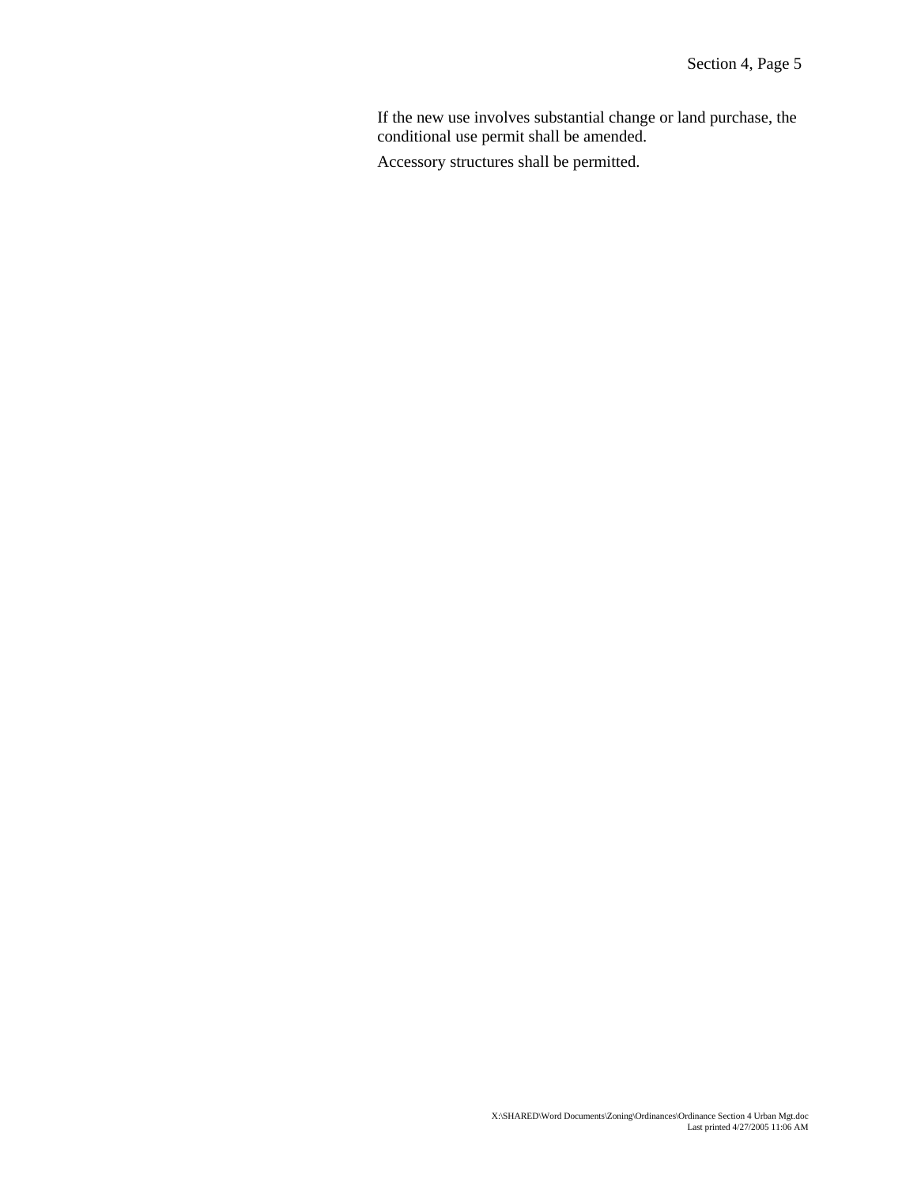If the new use involves substantial change or land purchase, the conditional use permit shall be amended.

Accessory structures shall be permitted.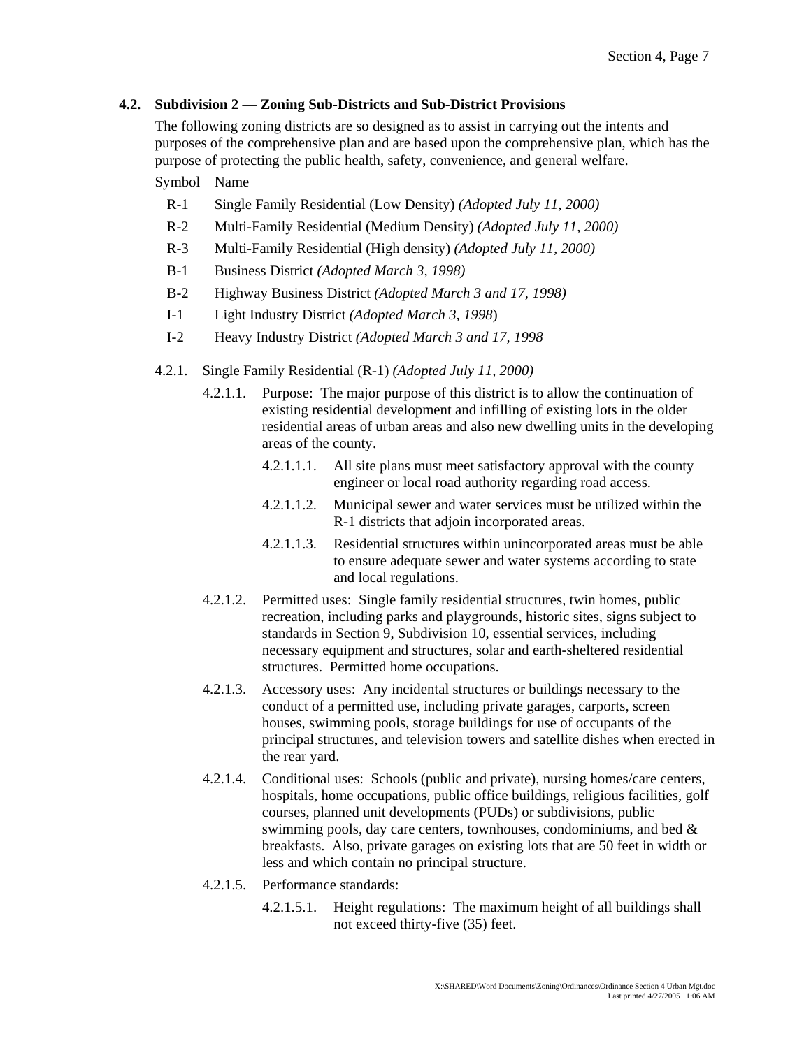## 4.2. Subdivision 2 — Zoning Sub-Districts and Sub-District Provisions

The following zoning districts are so designed as to assist in carrying out the intents and purposes of the comprehensive plan and are based upon the comprehensive plan, which has the purpose of protecting the public health, safety, convenience, and general welfare.

| Symbol | Name |
|---|---|
| R-1 | Single Family Residential (Low Density) *(Adopted July 11, 2000)* |
| R-2 | Multi-Family Residential (Medium Density) *(Adopted July 11, 2000)* |
| R-3 | Multi-Family Residential (High density) *(Adopted July 11, 2000)* |
| B-1 | Business District *(Adopted March 3, 1998)* |
| B-2 | Highway Business District *(Adopted March 3 and 17, 1998)* |
| I-1 | Light Industry District *(Adopted March 3, 1998*) |
| I-2 | Heavy Industry District *(Adopted March 3 and 17, 1998* |

4.2.1. Single Family Residential (R-1) *(Adopted July 11, 2000)*

4.2.1.1. Purpose: The major purpose of this district is to allow the continuation of existing residential development and infilling of existing lots in the older residential areas of urban areas and also new dwelling units in the developing areas of the county.

4.2.1.1.1. All site plans must meet satisfactory approval with the county engineer or local road authority regarding road access.

4.2.1.1.2. Municipal sewer and water services must be utilized within the R-1 districts that adjoin incorporated areas.

4.2.1.1.3. Residential structures within unincorporated areas must be able to ensure adequate sewer and water systems according to state and local regulations.

4.2.1.2. Permitted uses: Single family residential structures, twin homes, public recreation, including parks and playgrounds, historic sites, signs subject to standards in Section 9, Subdivision 10, essential services, including necessary equipment and structures, solar and earth-sheltered residential structures. Permitted home occupations.

4.2.1.3. Accessory uses: Any incidental structures or buildings necessary to the conduct of a permitted use, including private garages, carports, screen houses, swimming pools, storage buildings for use of occupants of the principal structures, and television towers and satellite dishes when erected in the rear yard.

4.2.1.4. Conditional uses: Schools (public and private), nursing homes/care centers, hospitals, home occupations, public office buildings, religious facilities, golf courses, planned unit developments (PUDs) or subdivisions, public swimming pools, day care centers, townhouses, condominiums, and bed & breakfasts. ~~Also, private garages on existing lots that are 50 feet in width or less and which contain no principal structure.~~

4.2.1.5. Performance standards:

4.2.1.5.1. Height regulations: The maximum height of all buildings shall not exceed thirty-five (35) feet.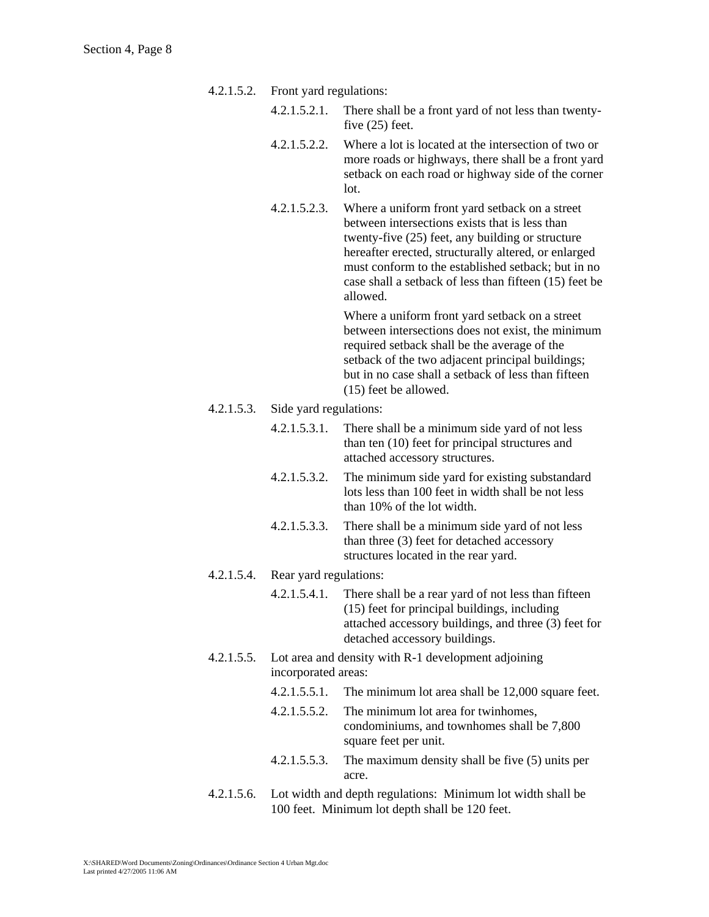4.2.1.5.2. Front yard regulations:

4.2.1.5.2.1. There shall be a front yard of not less than twenty-five (25) feet.

4.2.1.5.2.2. Where a lot is located at the intersection of two or more roads or highways, there shall be a front yard setback on each road or highway side of the corner lot.

4.2.1.5.2.3. Where a uniform front yard setback on a street between intersections exists that is less than twenty-five (25) feet, any building or structure hereafter erected, structurally altered, or enlarged must conform to the established setback; but in no case shall a setback of less than fifteen (15) feet be allowed.

Where a uniform front yard setback on a street between intersections does not exist, the minimum required setback shall be the average of the setback of the two adjacent principal buildings; but in no case shall a setback of less than fifteen (15) feet be allowed.

4.2.1.5.3. Side yard regulations:

4.2.1.5.3.1. There shall be a minimum side yard of not less than ten (10) feet for principal structures and attached accessory structures.

4.2.1.5.3.2. The minimum side yard for existing substandard lots less than 100 feet in width shall be not less than 10% of the lot width.

4.2.1.5.3.3. There shall be a minimum side yard of not less than three (3) feet for detached accessory structures located in the rear yard.

4.2.1.5.4. Rear yard regulations:

4.2.1.5.4.1. There shall be a rear yard of not less than fifteen (15) feet for principal buildings, including attached accessory buildings, and three (3) feet for detached accessory buildings.

4.2.1.5.5. Lot area and density with R-1 development adjoining incorporated areas:

4.2.1.5.5.1. The minimum lot area shall be 12,000 square feet.

4.2.1.5.5.2. The minimum lot area for twinhomes, condominiums, and townhomes shall be 7,800 square feet per unit.

4.2.1.5.5.3. The maximum density shall be five (5) units per acre.

4.2.1.5.6. Lot width and depth regulations: Minimum lot width shall be 100 feet. Minimum lot depth shall be 120 feet.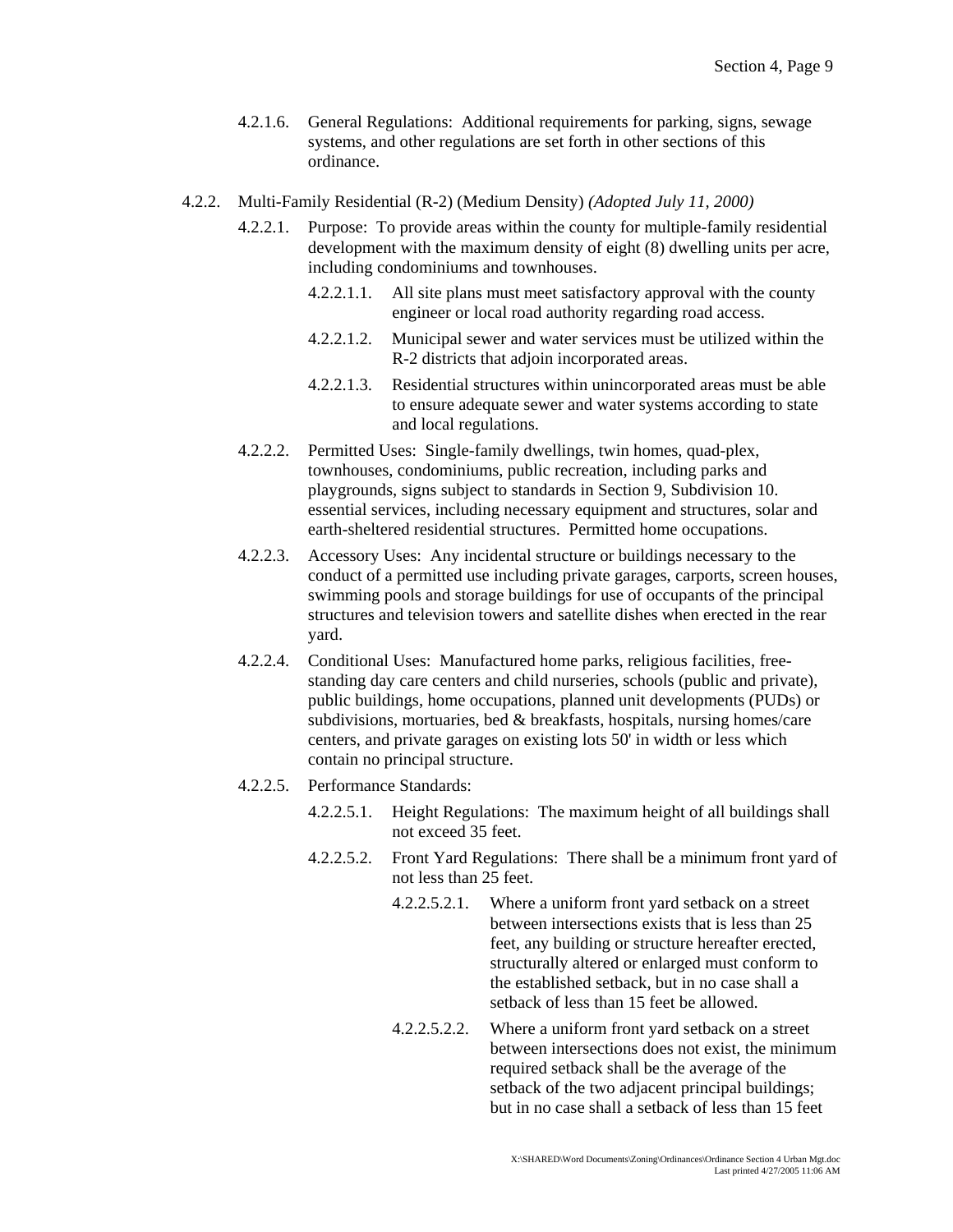4.2.1.6. General Regulations: Additional requirements for parking, signs, sewage systems, and other regulations are set forth in other sections of this ordinance.

4.2.2. Multi-Family Residential (R-2) (Medium Density) *(Adopted July 11, 2000)*

4.2.2.1. Purpose: To provide areas within the county for multiple-family residential development with the maximum density of eight (8) dwelling units per acre, including condominiums and townhouses.

4.2.2.1.1. All site plans must meet satisfactory approval with the county engineer or local road authority regarding road access.

4.2.2.1.2. Municipal sewer and water services must be utilized within the R-2 districts that adjoin incorporated areas.

4.2.2.1.3. Residential structures within unincorporated areas must be able to ensure adequate sewer and water systems according to state and local regulations.

4.2.2.2. Permitted Uses: Single-family dwellings, twin homes, quad-plex, townhouses, condominiums, public recreation, including parks and playgrounds, signs subject to standards in Section 9, Subdivision 10. essential services, including necessary equipment and structures, solar and earth-sheltered residential structures. Permitted home occupations.

4.2.2.3. Accessory Uses: Any incidental structure or buildings necessary to the conduct of a permitted use including private garages, carports, screen houses, swimming pools and storage buildings for use of occupants of the principal structures and television towers and satellite dishes when erected in the rear yard.

4.2.2.4. Conditional Uses: Manufactured home parks, religious facilities, free-standing day care centers and child nurseries, schools (public and private), public buildings, home occupations, planned unit developments (PUDs) or subdivisions, mortuaries, bed & breakfasts, hospitals, nursing homes/care centers, and private garages on existing lots 50' in width or less which contain no principal structure.

4.2.2.5. Performance Standards:

4.2.2.5.1. Height Regulations: The maximum height of all buildings shall not exceed 35 feet.

4.2.2.5.2. Front Yard Regulations: There shall be a minimum front yard of not less than 25 feet.

4.2.2.5.2.1. Where a uniform front yard setback on a street between intersections exists that is less than 25 feet, any building or structure hereafter erected, structurally altered or enlarged must conform to the established setback, but in no case shall a setback of less than 15 feet be allowed.

4.2.2.5.2.2. Where a uniform front yard setback on a street between intersections does not exist, the minimum required setback shall be the average of the setback of the two adjacent principal buildings; but in no case shall a setback of less than 15 feet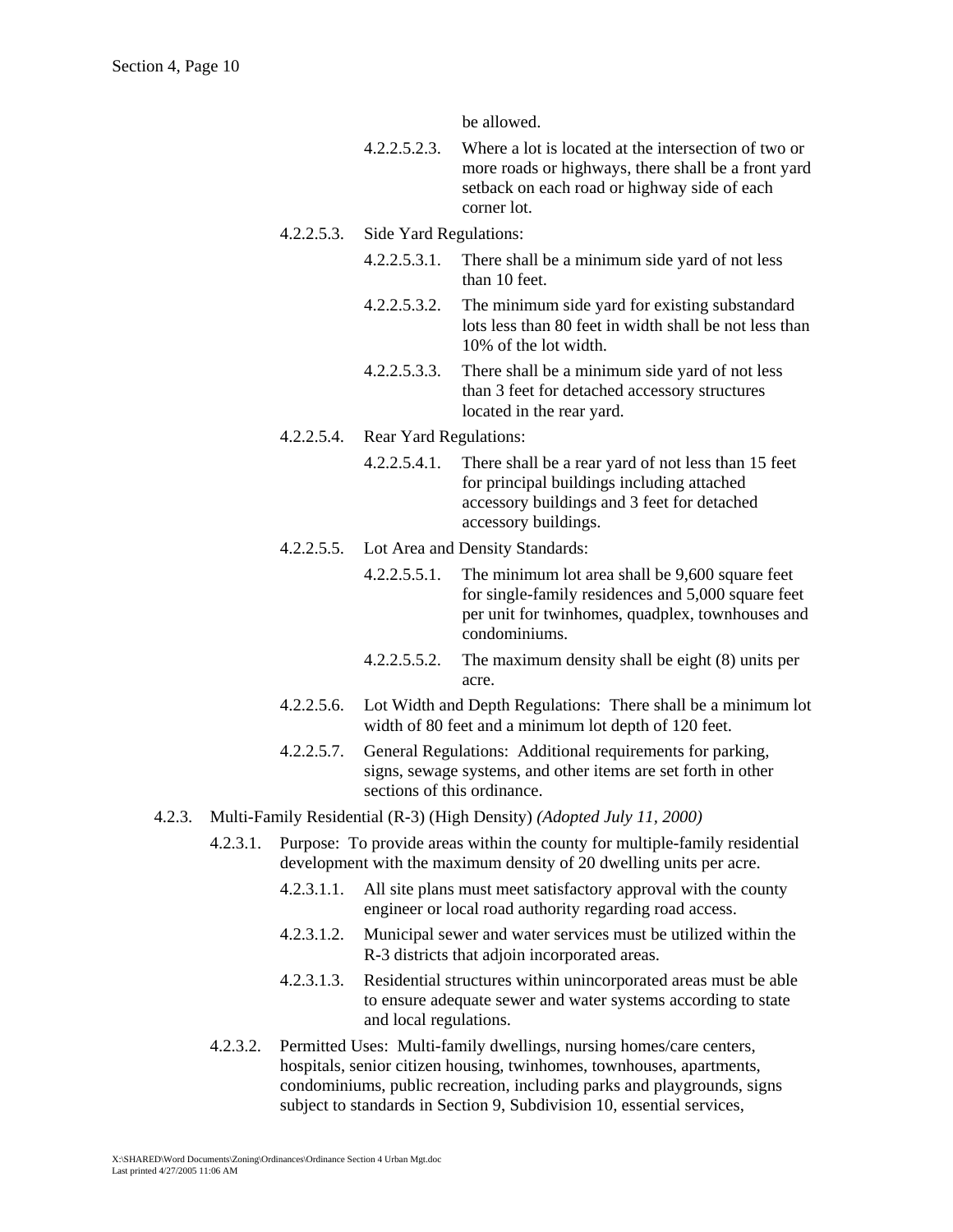be allowed.

4.2.2.5.2.3. Where a lot is located at the intersection of two or more roads or highways, there shall be a front yard setback on each road or highway side of each corner lot.

4.2.2.5.3. Side Yard Regulations:

4.2.2.5.3.1. There shall be a minimum side yard of not less than 10 feet.

4.2.2.5.3.2. The minimum side yard for existing substandard lots less than 80 feet in width shall be not less than 10% of the lot width.

4.2.2.5.3.3. There shall be a minimum side yard of not less than 3 feet for detached accessory structures located in the rear yard.

4.2.2.5.4. Rear Yard Regulations:

4.2.2.5.4.1. There shall be a rear yard of not less than 15 feet for principal buildings including attached accessory buildings and 3 feet for detached accessory buildings.

4.2.2.5.5. Lot Area and Density Standards:

4.2.2.5.5.1. The minimum lot area shall be 9,600 square feet for single-family residences and 5,000 square feet per unit for twinhomes, quadplex, townhouses and condominiums.

4.2.2.5.5.2. The maximum density shall be eight (8) units per acre.

4.2.2.5.6. Lot Width and Depth Regulations: There shall be a minimum lot width of 80 feet and a minimum lot depth of 120 feet.

4.2.2.5.7. General Regulations: Additional requirements for parking, signs, sewage systems, and other items are set forth in other sections of this ordinance.

4.2.3. Multi-Family Residential (R-3) (High Density) *(Adopted July 11, 2000)*

4.2.3.1. Purpose: To provide areas within the county for multiple-family residential development with the maximum density of 20 dwelling units per acre.

4.2.3.1.1. All site plans must meet satisfactory approval with the county engineer or local road authority regarding road access.

4.2.3.1.2. Municipal sewer and water services must be utilized within the R-3 districts that adjoin incorporated areas.

4.2.3.1.3. Residential structures within unincorporated areas must be able to ensure adequate sewer and water systems according to state and local regulations.

4.2.3.2. Permitted Uses: Multi-family dwellings, nursing homes/care centers, hospitals, senior citizen housing, twinhomes, townhouses, apartments, condominiums, public recreation, including parks and playgrounds, signs subject to standards in Section 9, Subdivision 10, essential services,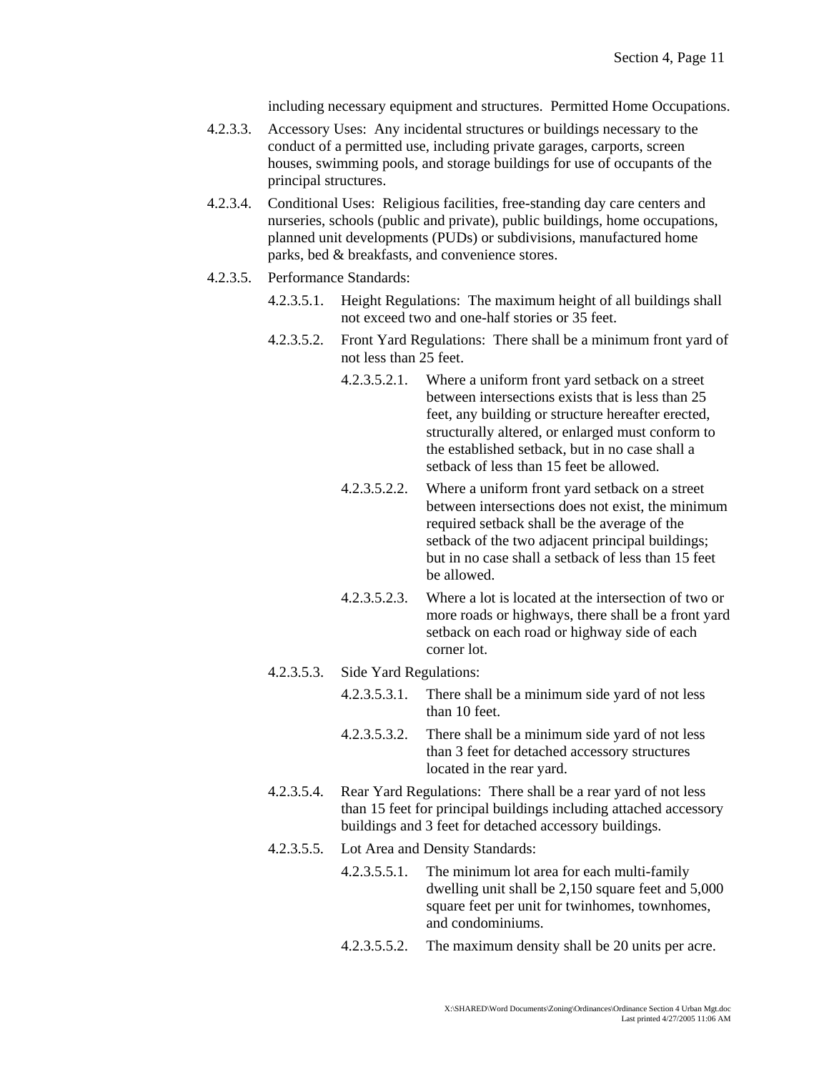including necessary equipment and structures. Permitted Home Occupations.

4.2.3.3. Accessory Uses: Any incidental structures or buildings necessary to the conduct of a permitted use, including private garages, carports, screen houses, swimming pools, and storage buildings for use of occupants of the principal structures.

4.2.3.4. Conditional Uses: Religious facilities, free-standing day care centers and nurseries, schools (public and private), public buildings, home occupations, planned unit developments (PUDs) or subdivisions, manufactured home parks, bed & breakfasts, and convenience stores.

4.2.3.5. Performance Standards:

4.2.3.5.1. Height Regulations: The maximum height of all buildings shall not exceed two and one-half stories or 35 feet.

4.2.3.5.2. Front Yard Regulations: There shall be a minimum front yard of not less than 25 feet.

4.2.3.5.2.1. Where a uniform front yard setback on a street between intersections exists that is less than 25 feet, any building or structure hereafter erected, structurally altered, or enlarged must conform to the established setback, but in no case shall a setback of less than 15 feet be allowed.

4.2.3.5.2.2. Where a uniform front yard setback on a street between intersections does not exist, the minimum required setback shall be the average of the setback of the two adjacent principal buildings; but in no case shall a setback of less than 15 feet be allowed.

4.2.3.5.2.3. Where a lot is located at the intersection of two or more roads or highways, there shall be a front yard setback on each road or highway side of each corner lot.

4.2.3.5.3. Side Yard Regulations:

4.2.3.5.3.1. There shall be a minimum side yard of not less than 10 feet.

4.2.3.5.3.2. There shall be a minimum side yard of not less than 3 feet for detached accessory structures located in the rear yard.

4.2.3.5.4. Rear Yard Regulations: There shall be a rear yard of not less than 15 feet for principal buildings including attached accessory buildings and 3 feet for detached accessory buildings.

4.2.3.5.5. Lot Area and Density Standards:

4.2.3.5.5.1. The minimum lot area for each multi-family dwelling unit shall be 2,150 square feet and 5,000 square feet per unit for twinhomes, townhomes, and condominiums.

4.2.3.5.5.2. The maximum density shall be 20 units per acre.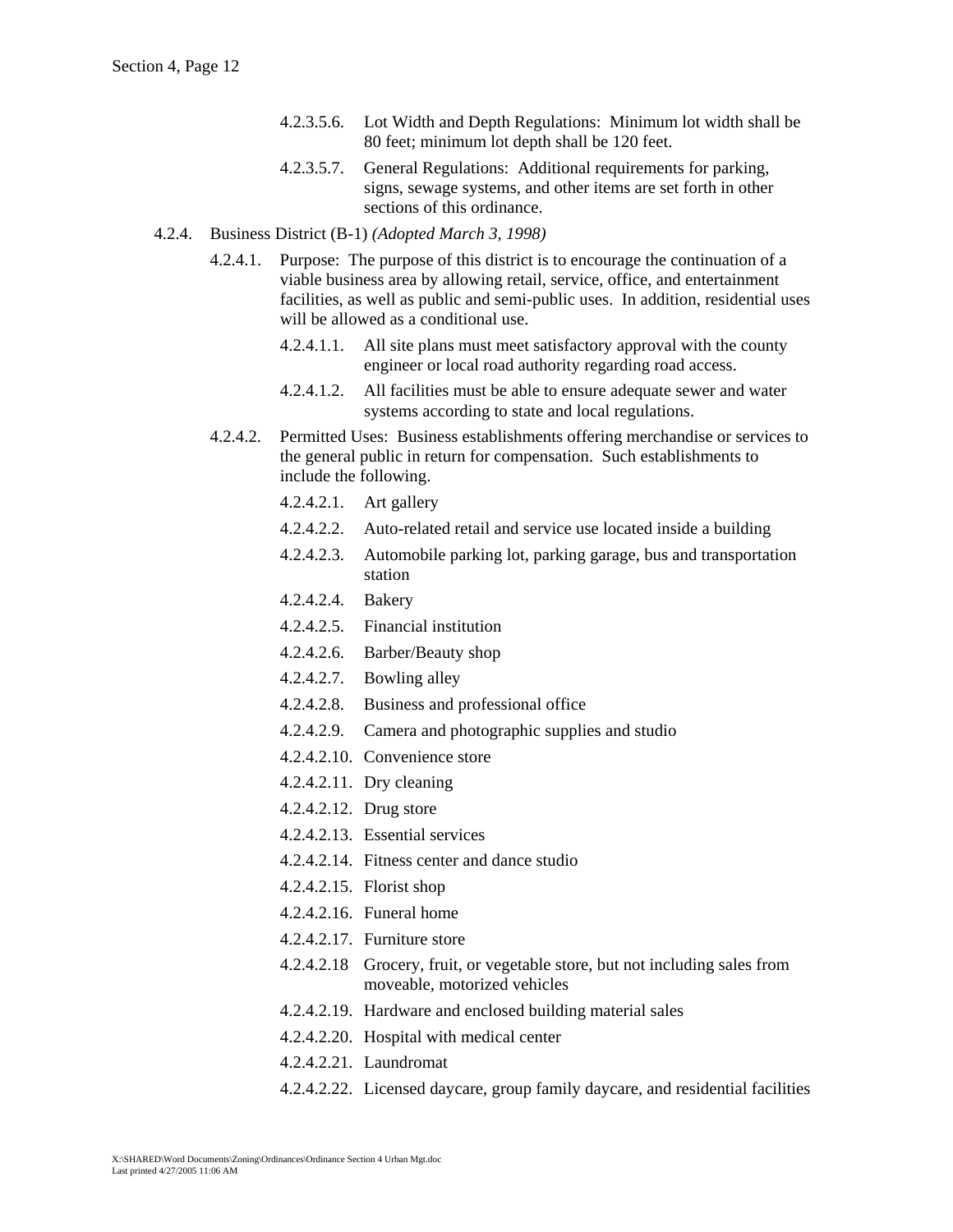4.2.3.5.6. Lot Width and Depth Regulations: Minimum lot width shall be 80 feet; minimum lot depth shall be 120 feet.

4.2.3.5.7. General Regulations: Additional requirements for parking, signs, sewage systems, and other items are set forth in other sections of this ordinance.

4.2.4. Business District (B-1) *(Adopted March 3, 1998)*

4.2.4.1. Purpose: The purpose of this district is to encourage the continuation of a viable business area by allowing retail, service, office, and entertainment facilities, as well as public and semi-public uses. In addition, residential uses will be allowed as a conditional use.

4.2.4.1.1. All site plans must meet satisfactory approval with the county engineer or local road authority regarding road access.

4.2.4.1.2. All facilities must be able to ensure adequate sewer and water systems according to state and local regulations.

4.2.4.2. Permitted Uses: Business establishments offering merchandise or services to the general public in return for compensation. Such establishments to include the following.

4.2.4.2.1. Art gallery

4.2.4.2.2. Auto-related retail and service use located inside a building

4.2.4.2.3. Automobile parking lot, parking garage, bus and transportation station

4.2.4.2.4. Bakery

4.2.4.2.5. Financial institution

4.2.4.2.6. Barber/Beauty shop

4.2.4.2.7. Bowling alley

4.2.4.2.8. Business and professional office

4.2.4.2.9. Camera and photographic supplies and studio

4.2.4.2.10. Convenience store

4.2.4.2.11. Dry cleaning

4.2.4.2.12. Drug store

4.2.4.2.13. Essential services

4.2.4.2.14. Fitness center and dance studio

4.2.4.2.15. Florist shop

4.2.4.2.16. Funeral home

4.2.4.2.17. Furniture store

4.2.4.2.18 Grocery, fruit, or vegetable store, but not including sales from moveable, motorized vehicles

4.2.4.2.19. Hardware and enclosed building material sales

4.2.4.2.20. Hospital with medical center

4.2.4.2.21. Laundromat

4.2.4.2.22. Licensed daycare, group family daycare, and residential facilities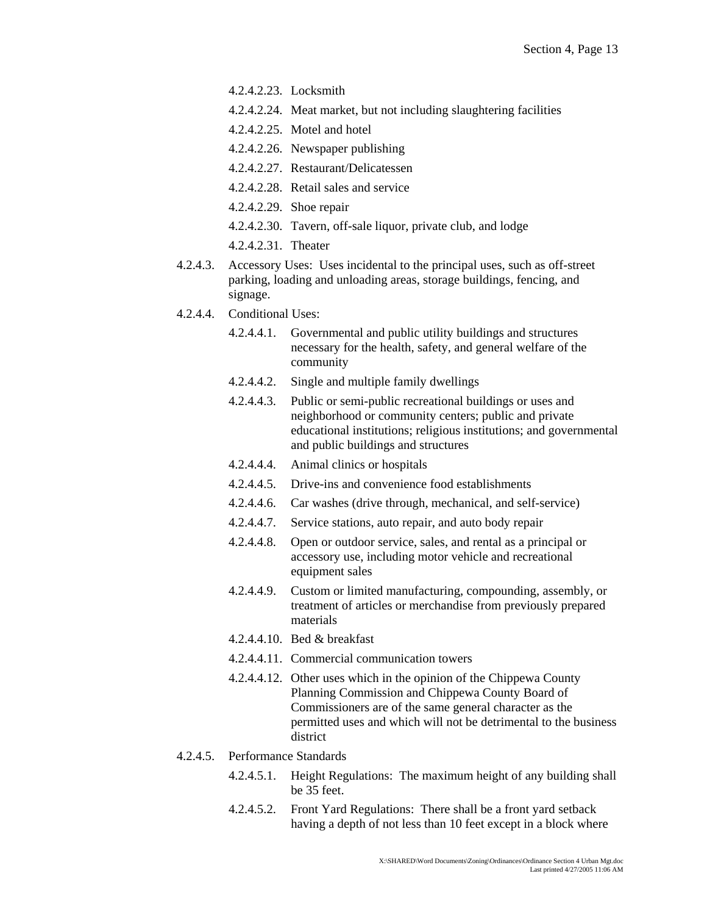- 4.2.4.2.23. Locksmith
- 4.2.4.2.24. Meat market, but not including slaughtering facilities
- 4.2.4.2.25. Motel and hotel
- 4.2.4.2.26. Newspaper publishing
- 4.2.4.2.27. Restaurant/Delicatessen
- 4.2.4.2.28. Retail sales and service
- 4.2.4.2.29. Shoe repair
- 4.2.4.2.30. Tavern, off-sale liquor, private club, and lodge
- 4.2.4.2.31. Theater

4.2.4.3. Accessory Uses: Uses incidental to the principal uses, such as off-street parking, loading and unloading areas, storage buildings, fencing, and signage.

4.2.4.4. Conditional Uses:

- 4.2.4.4.1. Governmental and public utility buildings and structures necessary for the health, safety, and general welfare of the community
- 4.2.4.4.2. Single and multiple family dwellings
- 4.2.4.4.3. Public or semi-public recreational buildings or uses and neighborhood or community centers; public and private educational institutions; religious institutions; and governmental and public buildings and structures
- 4.2.4.4.4. Animal clinics or hospitals
- 4.2.4.4.5. Drive-ins and convenience food establishments
- 4.2.4.4.6. Car washes (drive through, mechanical, and self-service)
- 4.2.4.4.7. Service stations, auto repair, and auto body repair
- 4.2.4.4.8. Open or outdoor service, sales, and rental as a principal or accessory use, including motor vehicle and recreational equipment sales
- 4.2.4.4.9. Custom or limited manufacturing, compounding, assembly, or treatment of articles or merchandise from previously prepared materials
- 4.2.4.4.10. Bed & breakfast
- 4.2.4.4.11. Commercial communication towers
- 4.2.4.4.12. Other uses which in the opinion of the Chippewa County Planning Commission and Chippewa County Board of Commissioners are of the same general character as the permitted uses and which will not be detrimental to the business district

4.2.4.5. Performance Standards

- 4.2.4.5.1. Height Regulations: The maximum height of any building shall be 35 feet.
- 4.2.4.5.2. Front Yard Regulations: There shall be a front yard setback having a depth of not less than 10 feet except in a block where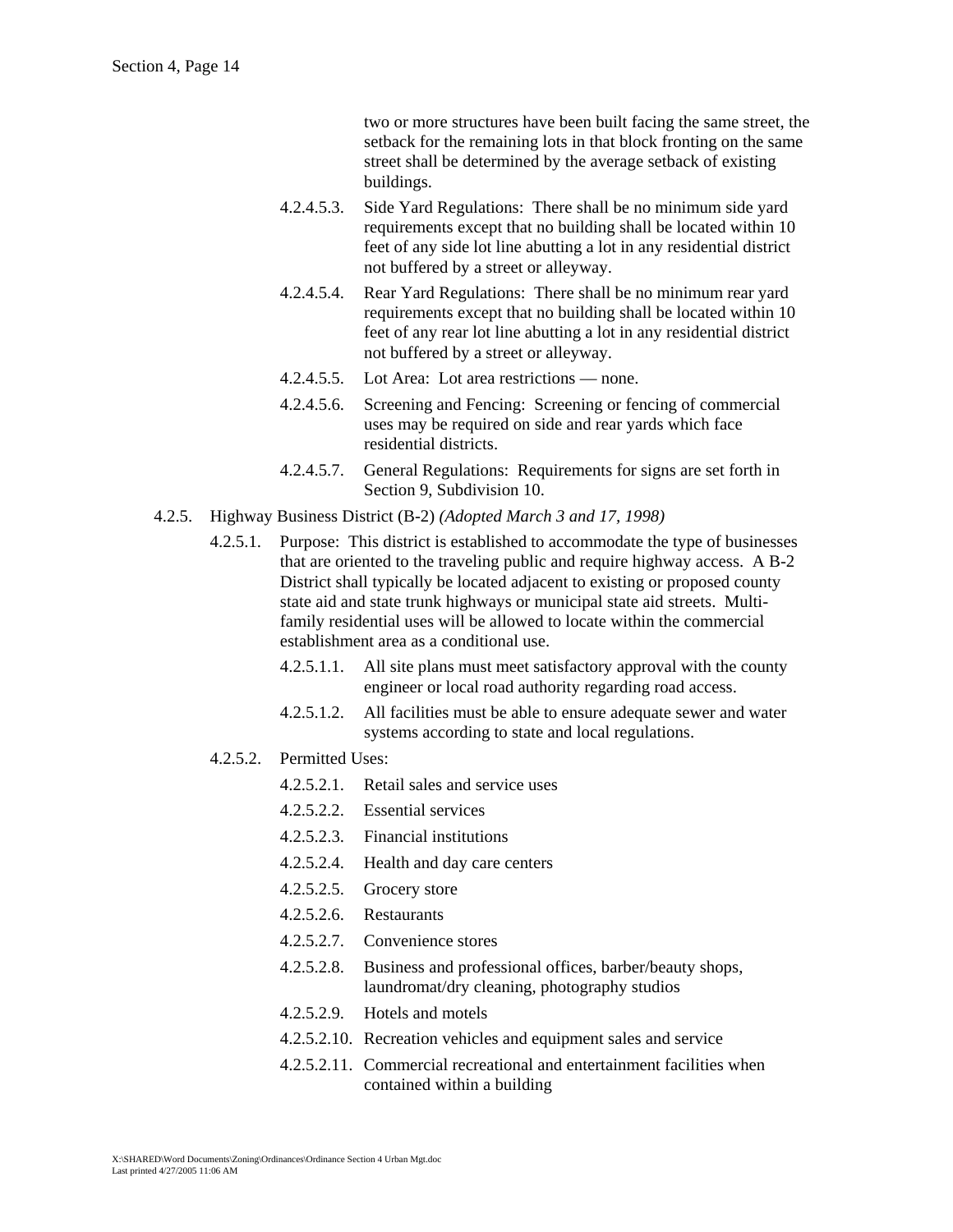two or more structures have been built facing the same street, the setback for the remaining lots in that block fronting on the same street shall be determined by the average setback of existing buildings.

4.2.4.5.3. Side Yard Regulations: There shall be no minimum side yard requirements except that no building shall be located within 10 feet of any side lot line abutting a lot in any residential district not buffered by a street or alleyway.

4.2.4.5.4. Rear Yard Regulations: There shall be no minimum rear yard requirements except that no building shall be located within 10 feet of any rear lot line abutting a lot in any residential district not buffered by a street or alleyway.

4.2.4.5.5. Lot Area: Lot area restrictions — none.

4.2.4.5.6. Screening and Fencing: Screening or fencing of commercial uses may be required on side and rear yards which face residential districts.

4.2.4.5.7. General Regulations: Requirements for signs are set forth in Section 9, Subdivision 10.

4.2.5. Highway Business District (B-2) *(Adopted March 3 and 17, 1998)*

4.2.5.1. Purpose: This district is established to accommodate the type of businesses that are oriented to the traveling public and require highway access. A B-2 District shall typically be located adjacent to existing or proposed county state aid and state trunk highways or municipal state aid streets. Multi-family residential uses will be allowed to locate within the commercial establishment area as a conditional use.

4.2.5.1.1. All site plans must meet satisfactory approval with the county engineer or local road authority regarding road access.

4.2.5.1.2. All facilities must be able to ensure adequate sewer and water systems according to state and local regulations.

4.2.5.2. Permitted Uses:

4.2.5.2.1. Retail sales and service uses

4.2.5.2.2. Essential services

4.2.5.2.3. Financial institutions

4.2.5.2.4. Health and day care centers

4.2.5.2.5. Grocery store

4.2.5.2.6. Restaurants

4.2.5.2.7. Convenience stores

4.2.5.2.8. Business and professional offices, barber/beauty shops, laundromat/dry cleaning, photography studios

4.2.5.2.9. Hotels and motels

4.2.5.2.10. Recreation vehicles and equipment sales and service

4.2.5.2.11. Commercial recreational and entertainment facilities when contained within a building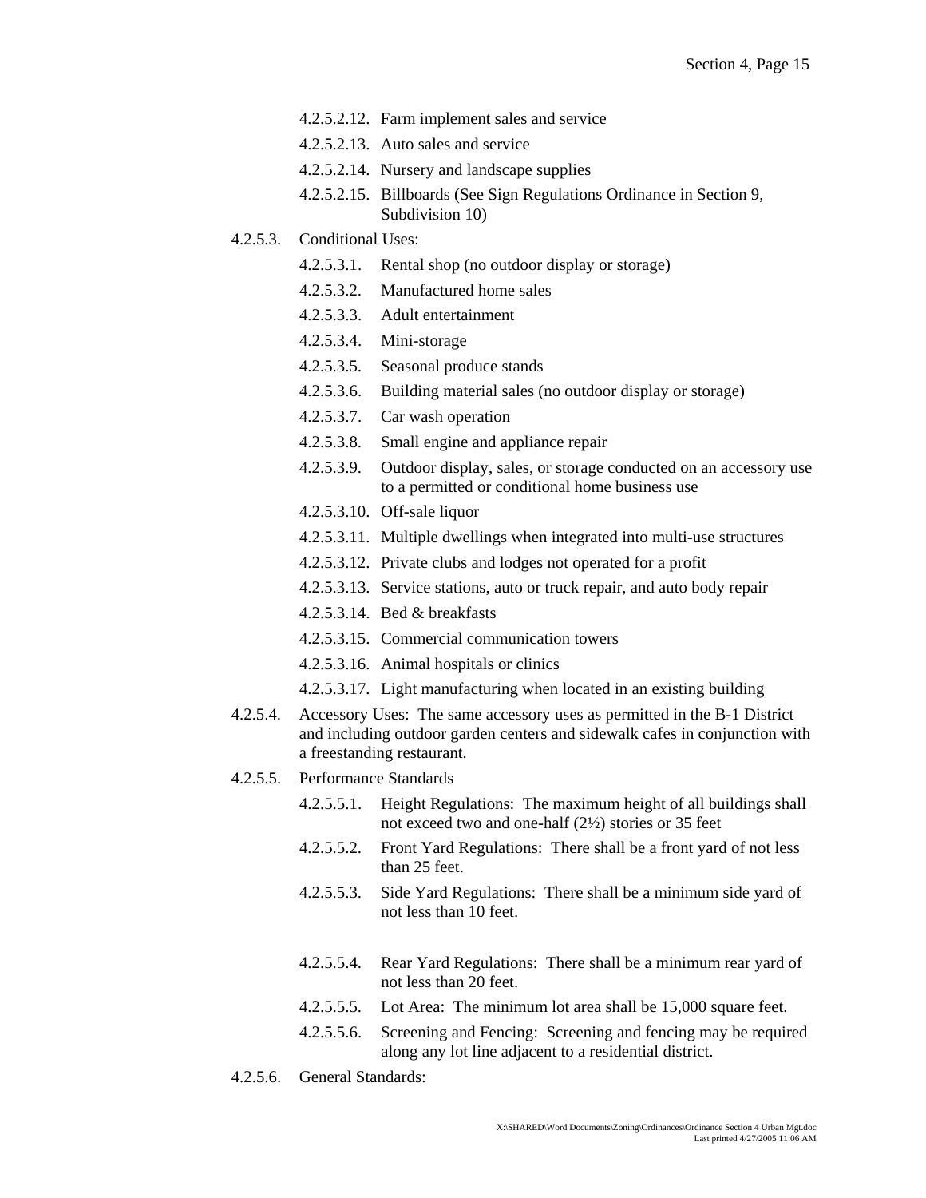- 4.2.5.2.12. Farm implement sales and service
- 4.2.5.2.13. Auto sales and service
- 4.2.5.2.14. Nursery and landscape supplies
- 4.2.5.2.15. Billboards (See Sign Regulations Ordinance in Section 9, Subdivision 10)

4.2.5.3. Conditional Uses:

- 4.2.5.3.1. Rental shop (no outdoor display or storage)
- 4.2.5.3.2. Manufactured home sales
- 4.2.5.3.3. Adult entertainment
- 4.2.5.3.4. Mini-storage
- 4.2.5.3.5. Seasonal produce stands
- 4.2.5.3.6. Building material sales (no outdoor display or storage)
- 4.2.5.3.7. Car wash operation
- 4.2.5.3.8. Small engine and appliance repair
- 4.2.5.3.9. Outdoor display, sales, or storage conducted on an accessory use to a permitted or conditional home business use
- 4.2.5.3.10. Off-sale liquor
- 4.2.5.3.11. Multiple dwellings when integrated into multi-use structures
- 4.2.5.3.12. Private clubs and lodges not operated for a profit
- 4.2.5.3.13. Service stations, auto or truck repair, and auto body repair
- 4.2.5.3.14. Bed & breakfasts
- 4.2.5.3.15. Commercial communication towers
- 4.2.5.3.16. Animal hospitals or clinics
- 4.2.5.3.17. Light manufacturing when located in an existing building

4.2.5.4. Accessory Uses: The same accessory uses as permitted in the B-1 District and including outdoor garden centers and sidewalk cafes in conjunction with a freestanding restaurant.

4.2.5.5. Performance Standards

- 4.2.5.5.1. Height Regulations: The maximum height of all buildings shall not exceed two and one-half (2½) stories or 35 feet
- 4.2.5.5.2. Front Yard Regulations: There shall be a front yard of not less than 25 feet.
- 4.2.5.5.3. Side Yard Regulations: There shall be a minimum side yard of not less than 10 feet.
- 4.2.5.5.4. Rear Yard Regulations: There shall be a minimum rear yard of not less than 20 feet.
- 4.2.5.5.5. Lot Area: The minimum lot area shall be 15,000 square feet.
- 4.2.5.5.6. Screening and Fencing: Screening and fencing may be required along any lot line adjacent to a residential district.

4.2.5.6. General Standards: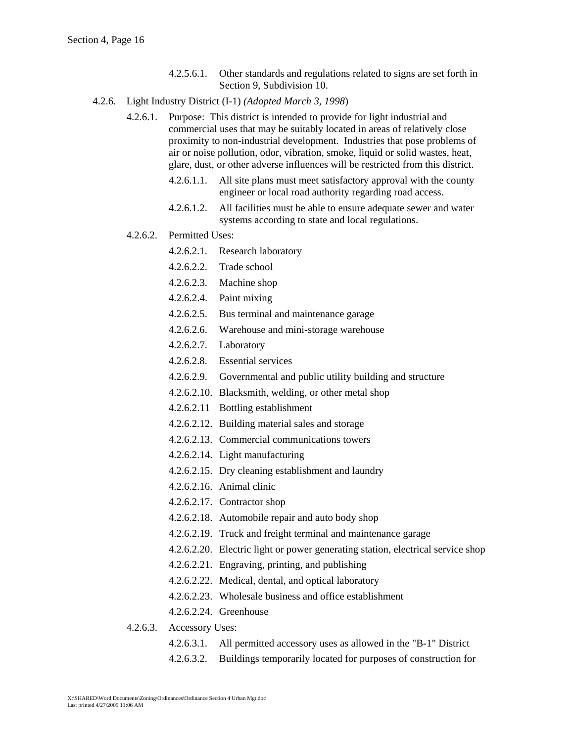4.2.5.6.1. Other standards and regulations related to signs are set forth in Section 9, Subdivision 10.

4.2.6. Light Industry District (I-1) *(Adopted March 3, 1998*)

4.2.6.1. Purpose: This district is intended to provide for light industrial and commercial uses that may be suitably located in areas of relatively close proximity to non-industrial development. Industries that pose problems of air or noise pollution, odor, vibration, smoke, liquid or solid wastes, heat, glare, dust, or other adverse influences will be restricted from this district.

4.2.6.1.1. All site plans must meet satisfactory approval with the county engineer or local road authority regarding road access.

4.2.6.1.2. All facilities must be able to ensure adequate sewer and water systems according to state and local regulations.

4.2.6.2. Permitted Uses:

4.2.6.2.1. Research laboratory

4.2.6.2.2. Trade school

4.2.6.2.3. Machine shop

4.2.6.2.4. Paint mixing

4.2.6.2.5. Bus terminal and maintenance garage

4.2.6.2.6. Warehouse and mini-storage warehouse

4.2.6.2.7. Laboratory

4.2.6.2.8. Essential services

4.2.6.2.9. Governmental and public utility building and structure

4.2.6.2.10. Blacksmith, welding, or other metal shop

4.2.6.2.11 Bottling establishment

4.2.6.2.12. Building material sales and storage

4.2.6.2.13. Commercial communications towers

4.2.6.2.14. Light manufacturing

4.2.6.2.15. Dry cleaning establishment and laundry

4.2.6.2.16. Animal clinic

4.2.6.2.17. Contractor shop

4.2.6.2.18. Automobile repair and auto body shop

4.2.6.2.19. Truck and freight terminal and maintenance garage

4.2.6.2.20. Electric light or power generating station, electrical service shop

4.2.6.2.21. Engraving, printing, and publishing

4.2.6.2.22. Medical, dental, and optical laboratory

4.2.6.2.23. Wholesale business and office establishment

4.2.6.2.24. Greenhouse

4.2.6.3. Accessory Uses:

4.2.6.3.1. All permitted accessory uses as allowed in the "B-1" District

4.2.6.3.2. Buildings temporarily located for purposes of construction for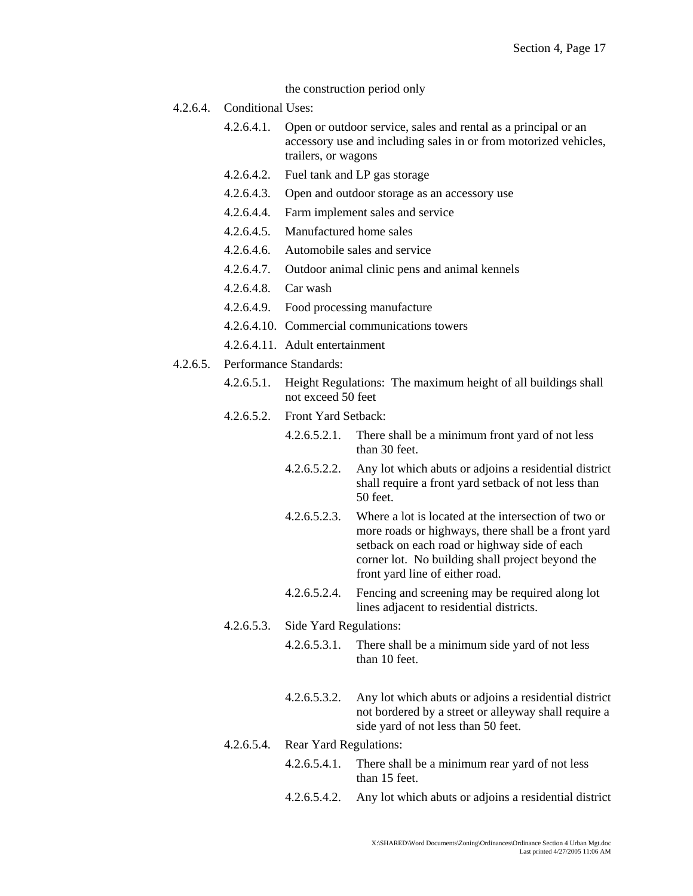the construction period only

4.2.6.4. Conditional Uses:

- 4.2.6.4.1. Open or outdoor service, sales and rental as a principal or an accessory use and including sales in or from motorized vehicles, trailers, or wagons
- 4.2.6.4.2. Fuel tank and LP gas storage
- 4.2.6.4.3. Open and outdoor storage as an accessory use
- 4.2.6.4.4. Farm implement sales and service
- 4.2.6.4.5. Manufactured home sales
- 4.2.6.4.6. Automobile sales and service
- 4.2.6.4.7. Outdoor animal clinic pens and animal kennels
- 4.2.6.4.8. Car wash
- 4.2.6.4.9. Food processing manufacture
- 4.2.6.4.10. Commercial communications towers
- 4.2.6.4.11. Adult entertainment

4.2.6.5. Performance Standards:

- 4.2.6.5.1. Height Regulations: The maximum height of all buildings shall not exceed 50 feet
- 4.2.6.5.2. Front Yard Setback:
  - 4.2.6.5.2.1. There shall be a minimum front yard of not less than 30 feet.
  - 4.2.6.5.2.2. Any lot which abuts or adjoins a residential district shall require a front yard setback of not less than 50 feet.
  - 4.2.6.5.2.3. Where a lot is located at the intersection of two or more roads or highways, there shall be a front yard setback on each road or highway side of each corner lot. No building shall project beyond the front yard line of either road.
  - 4.2.6.5.2.4. Fencing and screening may be required along lot lines adjacent to residential districts.
- 4.2.6.5.3. Side Yard Regulations:
  - 4.2.6.5.3.1. There shall be a minimum side yard of not less than 10 feet.
  - 4.2.6.5.3.2. Any lot which abuts or adjoins a residential district not bordered by a street or alleyway shall require a side yard of not less than 50 feet.
- 4.2.6.5.4. Rear Yard Regulations:
  - 4.2.6.5.4.1. There shall be a minimum rear yard of not less than 15 feet.
  - 4.2.6.5.4.2. Any lot which abuts or adjoins a residential district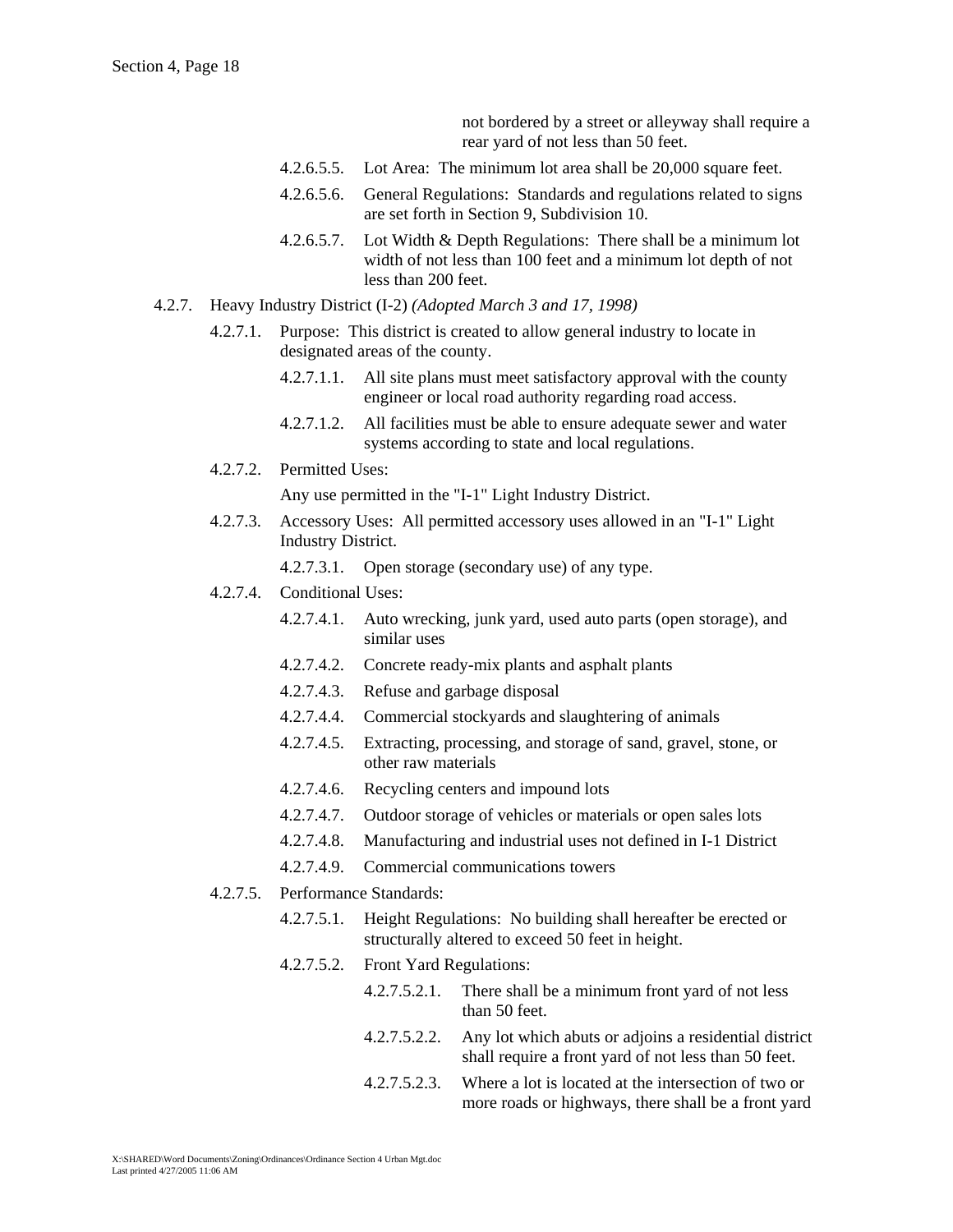not bordered by a street or alleyway shall require a rear yard of not less than 50 feet.

4.2.6.5.5. Lot Area: The minimum lot area shall be 20,000 square feet.

4.2.6.5.6. General Regulations: Standards and regulations related to signs are set forth in Section 9, Subdivision 10.

4.2.6.5.7. Lot Width & Depth Regulations: There shall be a minimum lot width of not less than 100 feet and a minimum lot depth of not less than 200 feet.

4.2.7. Heavy Industry District (I-2) *(Adopted March 3 and 17, 1998)*

4.2.7.1. Purpose: This district is created to allow general industry to locate in designated areas of the county.

4.2.7.1.1. All site plans must meet satisfactory approval with the county engineer or local road authority regarding road access.

4.2.7.1.2. All facilities must be able to ensure adequate sewer and water systems according to state and local regulations.

4.2.7.2. Permitted Uses:

Any use permitted in the "I-1" Light Industry District.

4.2.7.3. Accessory Uses: All permitted accessory uses allowed in an "I-1" Light Industry District.

4.2.7.3.1. Open storage (secondary use) of any type.

4.2.7.4. Conditional Uses:

4.2.7.4.1. Auto wrecking, junk yard, used auto parts (open storage), and similar uses

4.2.7.4.2. Concrete ready-mix plants and asphalt plants

4.2.7.4.3. Refuse and garbage disposal

4.2.7.4.4. Commercial stockyards and slaughtering of animals

4.2.7.4.5. Extracting, processing, and storage of sand, gravel, stone, or other raw materials

4.2.7.4.6. Recycling centers and impound lots

4.2.7.4.7. Outdoor storage of vehicles or materials or open sales lots

4.2.7.4.8. Manufacturing and industrial uses not defined in I-1 District

4.2.7.4.9. Commercial communications towers

4.2.7.5. Performance Standards:

4.2.7.5.1. Height Regulations: No building shall hereafter be erected or structurally altered to exceed 50 feet in height.

4.2.7.5.2. Front Yard Regulations:

4.2.7.5.2.1. There shall be a minimum front yard of not less than 50 feet.

4.2.7.5.2.2. Any lot which abuts or adjoins a residential district shall require a front yard of not less than 50 feet.

4.2.7.5.2.3. Where a lot is located at the intersection of two or more roads or highways, there shall be a front yard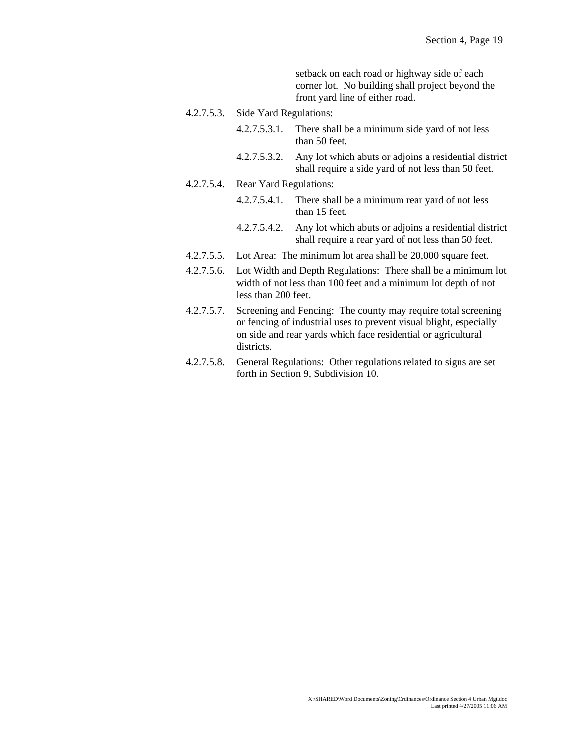setback on each road or highway side of each corner lot. No building shall project beyond the front yard line of either road.

4.2.7.5.3. Side Yard Regulations:

- 4.2.7.5.3.1. There shall be a minimum side yard of not less than 50 feet.
- 4.2.7.5.3.2. Any lot which abuts or adjoins a residential district shall require a side yard of not less than 50 feet.

4.2.7.5.4. Rear Yard Regulations:

- 4.2.7.5.4.1. There shall be a minimum rear yard of not less than 15 feet.
- 4.2.7.5.4.2. Any lot which abuts or adjoins a residential district shall require a rear yard of not less than 50 feet.

4.2.7.5.5. Lot Area: The minimum lot area shall be 20,000 square feet.

4.2.7.5.6. Lot Width and Depth Regulations: There shall be a minimum lot width of not less than 100 feet and a minimum lot depth of not less than 200 feet.

4.2.7.5.7. Screening and Fencing: The county may require total screening or fencing of industrial uses to prevent visual blight, especially on side and rear yards which face residential or agricultural districts.

4.2.7.5.8. General Regulations: Other regulations related to signs are set forth in Section 9, Subdivision 10.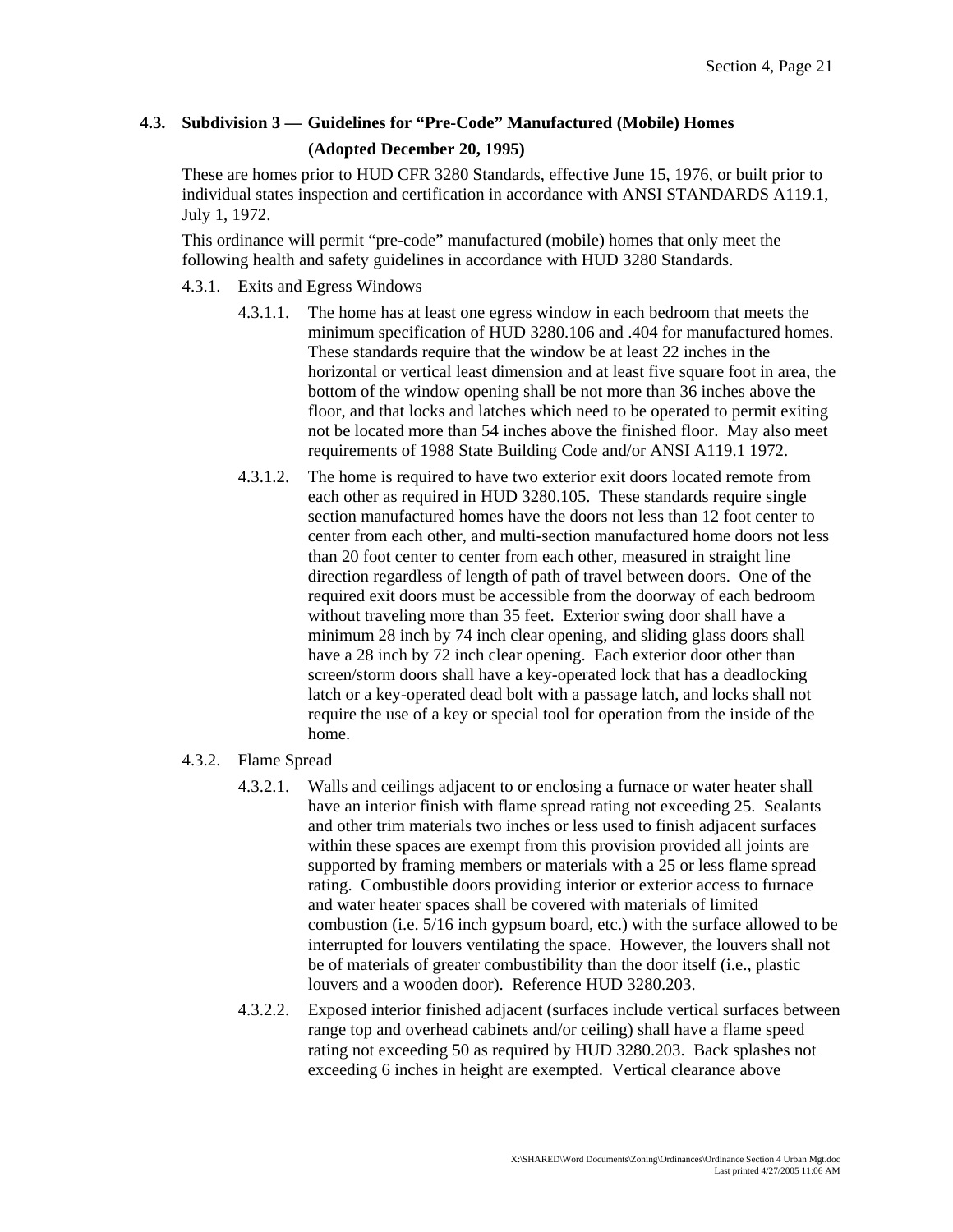### 4.3. Subdivision 3 — Guidelines for "Pre-Code" Manufactured (Mobile) Homes (Adopted December 20, 1995)

These are homes prior to HUD CFR 3280 Standards, effective June 15, 1976, or built prior to individual states inspection and certification in accordance with ANSI STANDARDS A119.1, July 1, 1972.

This ordinance will permit "pre-code" manufactured (mobile) homes that only meet the following health and safety guidelines in accordance with HUD 3280 Standards.

4.3.1. Exits and Egress Windows

4.3.1.1. The home has at least one egress window in each bedroom that meets the minimum specification of HUD 3280.106 and .404 for manufactured homes. These standards require that the window be at least 22 inches in the horizontal or vertical least dimension and at least five square foot in area, the bottom of the window opening shall be not more than 36 inches above the floor, and that locks and latches which need to be operated to permit exiting not be located more than 54 inches above the finished floor. May also meet requirements of 1988 State Building Code and/or ANSI A119.1 1972.

4.3.1.2. The home is required to have two exterior exit doors located remote from each other as required in HUD 3280.105. These standards require single section manufactured homes have the doors not less than 12 foot center to center from each other, and multi-section manufactured home doors not less than 20 foot center to center from each other, measured in straight line direction regardless of length of path of travel between doors. One of the required exit doors must be accessible from the doorway of each bedroom without traveling more than 35 feet. Exterior swing door shall have a minimum 28 inch by 74 inch clear opening, and sliding glass doors shall have a 28 inch by 72 inch clear opening. Each exterior door other than screen/storm doors shall have a key-operated lock that has a deadlocking latch or a key-operated dead bolt with a passage latch, and locks shall not require the use of a key or special tool for operation from the inside of the home.

4.3.2. Flame Spread

4.3.2.1. Walls and ceilings adjacent to or enclosing a furnace or water heater shall have an interior finish with flame spread rating not exceeding 25. Sealants and other trim materials two inches or less used to finish adjacent surfaces within these spaces are exempt from this provision provided all joints are supported by framing members or materials with a 25 or less flame spread rating. Combustible doors providing interior or exterior access to furnace and water heater spaces shall be covered with materials of limited combustion (i.e. 5/16 inch gypsum board, etc.) with the surface allowed to be interrupted for louvers ventilating the space. However, the louvers shall not be of materials of greater combustibility than the door itself (i.e., plastic louvers and a wooden door). Reference HUD 3280.203.

4.3.2.2. Exposed interior finished adjacent (surfaces include vertical surfaces between range top and overhead cabinets and/or ceiling) shall have a flame speed rating not exceeding 50 as required by HUD 3280.203. Back splashes not exceeding 6 inches in height are exempted. Vertical clearance above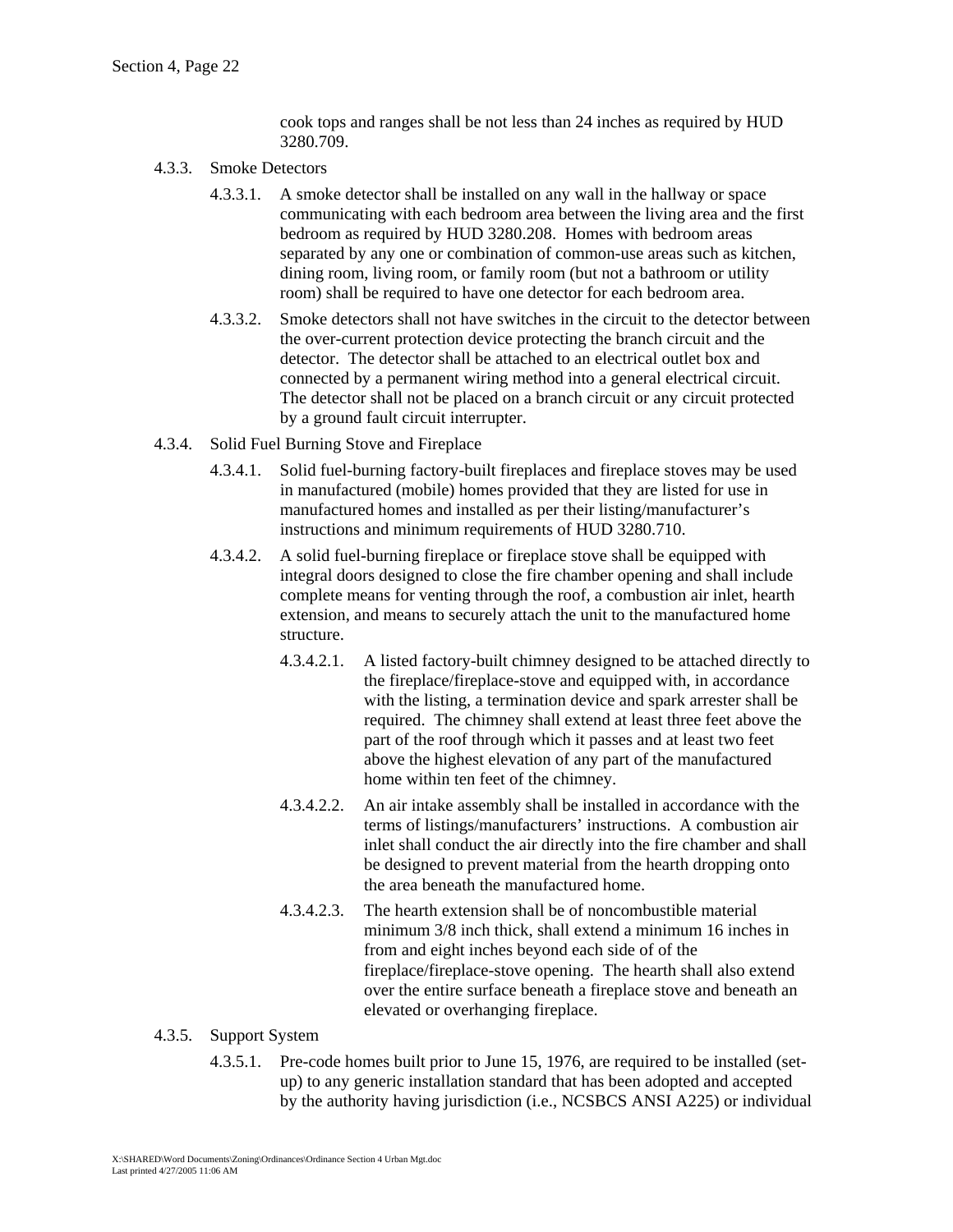cook tops and ranges shall be not less than 24 inches as required by HUD 3280.709.

4.3.3. Smoke Detectors

4.3.3.1. A smoke detector shall be installed on any wall in the hallway or space communicating with each bedroom area between the living area and the first bedroom as required by HUD 3280.208. Homes with bedroom areas separated by any one or combination of common-use areas such as kitchen, dining room, living room, or family room (but not a bathroom or utility room) shall be required to have one detector for each bedroom area.

4.3.3.2. Smoke detectors shall not have switches in the circuit to the detector between the over-current protection device protecting the branch circuit and the detector. The detector shall be attached to an electrical outlet box and connected by a permanent wiring method into a general electrical circuit. The detector shall not be placed on a branch circuit or any circuit protected by a ground fault circuit interrupter.

4.3.4. Solid Fuel Burning Stove and Fireplace

4.3.4.1. Solid fuel-burning factory-built fireplaces and fireplace stoves may be used in manufactured (mobile) homes provided that they are listed for use in manufactured homes and installed as per their listing/manufacturer's instructions and minimum requirements of HUD 3280.710.

4.3.4.2. A solid fuel-burning fireplace or fireplace stove shall be equipped with integral doors designed to close the fire chamber opening and shall include complete means for venting through the roof, a combustion air inlet, hearth extension, and means to securely attach the unit to the manufactured home structure.

4.3.4.2.1. A listed factory-built chimney designed to be attached directly to the fireplace/fireplace-stove and equipped with, in accordance with the listing, a termination device and spark arrester shall be required. The chimney shall extend at least three feet above the part of the roof through which it passes and at least two feet above the highest elevation of any part of the manufactured home within ten feet of the chimney.

4.3.4.2.2. An air intake assembly shall be installed in accordance with the terms of listings/manufacturers' instructions. A combustion air inlet shall conduct the air directly into the fire chamber and shall be designed to prevent material from the hearth dropping onto the area beneath the manufactured home.

4.3.4.2.3. The hearth extension shall be of noncombustible material minimum 3/8 inch thick, shall extend a minimum 16 inches in from and eight inches beyond each side of of the fireplace/fireplace-stove opening. The hearth shall also extend over the entire surface beneath a fireplace stove and beneath an elevated or overhanging fireplace.

4.3.5. Support System

4.3.5.1. Pre-code homes built prior to June 15, 1976, are required to be installed (set-up) to any generic installation standard that has been adopted and accepted by the authority having jurisdiction (i.e., NCSBCS ANSI A225) or individual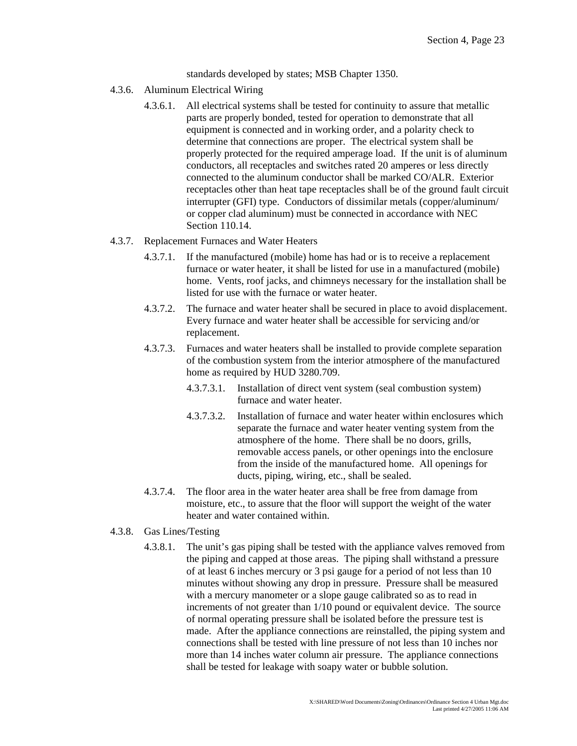standards developed by states; MSB Chapter 1350.

4.3.6. Aluminum Electrical Wiring

4.3.6.1. All electrical systems shall be tested for continuity to assure that metallic parts are properly bonded, tested for operation to demonstrate that all equipment is connected and in working order, and a polarity check to determine that connections are proper. The electrical system shall be properly protected for the required amperage load. If the unit is of aluminum conductors, all receptacles and switches rated 20 amperes or less directly connected to the aluminum conductor shall be marked CO/ALR. Exterior receptacles other than heat tape receptacles shall be of the ground fault circuit interrupter (GFI) type. Conductors of dissimilar metals (copper/aluminum/ or copper clad aluminum) must be connected in accordance with NEC Section 110.14.

4.3.7. Replacement Furnaces and Water Heaters

4.3.7.1. If the manufactured (mobile) home has had or is to receive a replacement furnace or water heater, it shall be listed for use in a manufactured (mobile) home. Vents, roof jacks, and chimneys necessary for the installation shall be listed for use with the furnace or water heater.

4.3.7.2. The furnace and water heater shall be secured in place to avoid displacement. Every furnace and water heater shall be accessible for servicing and/or replacement.

4.3.7.3. Furnaces and water heaters shall be installed to provide complete separation of the combustion system from the interior atmosphere of the manufactured home as required by HUD 3280.709.

4.3.7.3.1. Installation of direct vent system (seal combustion system) furnace and water heater.

4.3.7.3.2. Installation of furnace and water heater within enclosures which separate the furnace and water heater venting system from the atmosphere of the home. There shall be no doors, grills, removable access panels, or other openings into the enclosure from the inside of the manufactured home. All openings for ducts, piping, wiring, etc., shall be sealed.

4.3.7.4. The floor area in the water heater area shall be free from damage from moisture, etc., to assure that the floor will support the weight of the water heater and water contained within.

4.3.8. Gas Lines/Testing

4.3.8.1. The unit's gas piping shall be tested with the appliance valves removed from the piping and capped at those areas. The piping shall withstand a pressure of at least 6 inches mercury or 3 psi gauge for a period of not less than 10 minutes without showing any drop in pressure. Pressure shall be measured with a mercury manometer or a slope gauge calibrated so as to read in increments of not greater than 1/10 pound or equivalent device. The source of normal operating pressure shall be isolated before the pressure test is made. After the appliance connections are reinstalled, the piping system and connections shall be tested with line pressure of not less than 10 inches nor more than 14 inches water column air pressure. The appliance connections shall be tested for leakage with soapy water or bubble solution.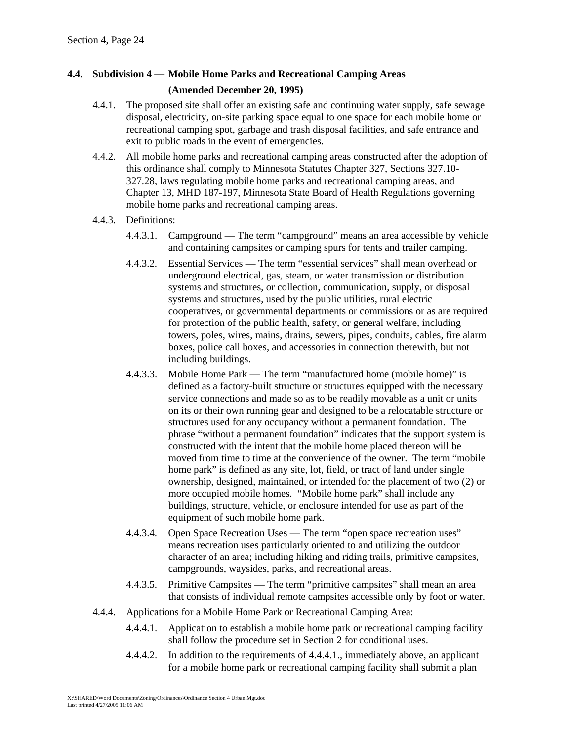## 4.4. Subdivision 4 — Mobile Home Parks and Recreational Camping Areas (Amended December 20, 1995)

4.4.1. The proposed site shall offer an existing safe and continuing water supply, safe sewage disposal, electricity, on-site parking space equal to one space for each mobile home or recreational camping spot, garbage and trash disposal facilities, and safe entrance and exit to public roads in the event of emergencies.

4.4.2. All mobile home parks and recreational camping areas constructed after the adoption of this ordinance shall comply to Minnesota Statutes Chapter 327, Sections 327.10-327.28, laws regulating mobile home parks and recreational camping areas, and Chapter 13, MHD 187-197, Minnesota State Board of Health Regulations governing mobile home parks and recreational camping areas.

4.4.3. Definitions:

4.4.3.1. Campground — The term "campground" means an area accessible by vehicle and containing campsites or camping spurs for tents and trailer camping.

4.4.3.2. Essential Services — The term "essential services" shall mean overhead or underground electrical, gas, steam, or water transmission or distribution systems and structures, or collection, communication, supply, or disposal systems and structures, used by the public utilities, rural electric cooperatives, or governmental departments or commissions or as are required for protection of the public health, safety, or general welfare, including towers, poles, wires, mains, drains, sewers, pipes, conduits, cables, fire alarm boxes, police call boxes, and accessories in connection therewith, but not including buildings.

4.4.3.3. Mobile Home Park — The term "manufactured home (mobile home)" is defined as a factory-built structure or structures equipped with the necessary service connections and made so as to be readily movable as a unit or units on its or their own running gear and designed to be a relocatable structure or structures used for any occupancy without a permanent foundation. The phrase "without a permanent foundation" indicates that the support system is constructed with the intent that the mobile home placed thereon will be moved from time to time at the convenience of the owner. The term "mobile home park" is defined as any site, lot, field, or tract of land under single ownership, designed, maintained, or intended for the placement of two (2) or more occupied mobile homes. "Mobile home park" shall include any buildings, structure, vehicle, or enclosure intended for use as part of the equipment of such mobile home park.

4.4.3.4. Open Space Recreation Uses — The term "open space recreation uses" means recreation uses particularly oriented to and utilizing the outdoor character of an area; including hiking and riding trails, primitive campsites, campgrounds, waysides, parks, and recreational areas.

4.4.3.5. Primitive Campsites — The term "primitive campsites" shall mean an area that consists of individual remote campsites accessible only by foot or water.

4.4.4. Applications for a Mobile Home Park or Recreational Camping Area:

4.4.4.1. Application to establish a mobile home park or recreational camping facility shall follow the procedure set in Section 2 for conditional uses.

4.4.4.2. In addition to the requirements of 4.4.4.1., immediately above, an applicant for a mobile home park or recreational camping facility shall submit a plan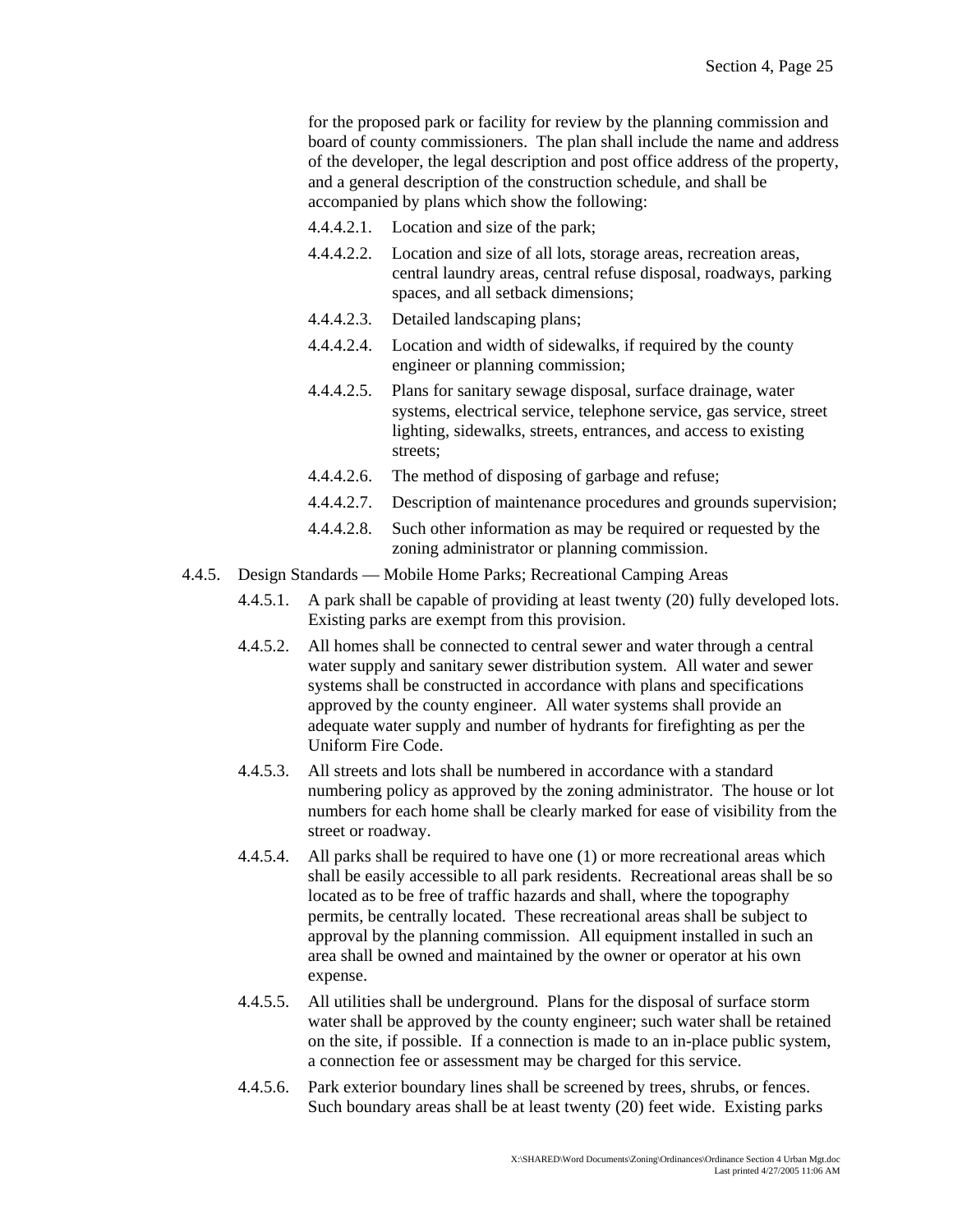for the proposed park or facility for review by the planning commission and board of county commissioners. The plan shall include the name and address of the developer, the legal description and post office address of the property, and a general description of the construction schedule, and shall be accompanied by plans which show the following:

4.4.4.2.1. Location and size of the park;

4.4.4.2.2. Location and size of all lots, storage areas, recreation areas, central laundry areas, central refuse disposal, roadways, parking spaces, and all setback dimensions;

4.4.4.2.3. Detailed landscaping plans;

4.4.4.2.4. Location and width of sidewalks, if required by the county engineer or planning commission;

4.4.4.2.5. Plans for sanitary sewage disposal, surface drainage, water systems, electrical service, telephone service, gas service, street lighting, sidewalks, streets, entrances, and access to existing streets;

4.4.4.2.6. The method of disposing of garbage and refuse;

4.4.4.2.7. Description of maintenance procedures and grounds supervision;

4.4.4.2.8. Such other information as may be required or requested by the zoning administrator or planning commission.

4.4.5. Design Standards — Mobile Home Parks; Recreational Camping Areas

4.4.5.1. A park shall be capable of providing at least twenty (20) fully developed lots. Existing parks are exempt from this provision.

4.4.5.2. All homes shall be connected to central sewer and water through a central water supply and sanitary sewer distribution system. All water and sewer systems shall be constructed in accordance with plans and specifications approved by the county engineer. All water systems shall provide an adequate water supply and number of hydrants for firefighting as per the Uniform Fire Code.

4.4.5.3. All streets and lots shall be numbered in accordance with a standard numbering policy as approved by the zoning administrator. The house or lot numbers for each home shall be clearly marked for ease of visibility from the street or roadway.

4.4.5.4. All parks shall be required to have one (1) or more recreational areas which shall be easily accessible to all park residents. Recreational areas shall be so located as to be free of traffic hazards and shall, where the topography permits, be centrally located. These recreational areas shall be subject to approval by the planning commission. All equipment installed in such an area shall be owned and maintained by the owner or operator at his own expense.

4.4.5.5. All utilities shall be underground. Plans for the disposal of surface storm water shall be approved by the county engineer; such water shall be retained on the site, if possible. If a connection is made to an in-place public system, a connection fee or assessment may be charged for this service.

4.4.5.6. Park exterior boundary lines shall be screened by trees, shrubs, or fences. Such boundary areas shall be at least twenty (20) feet wide. Existing parks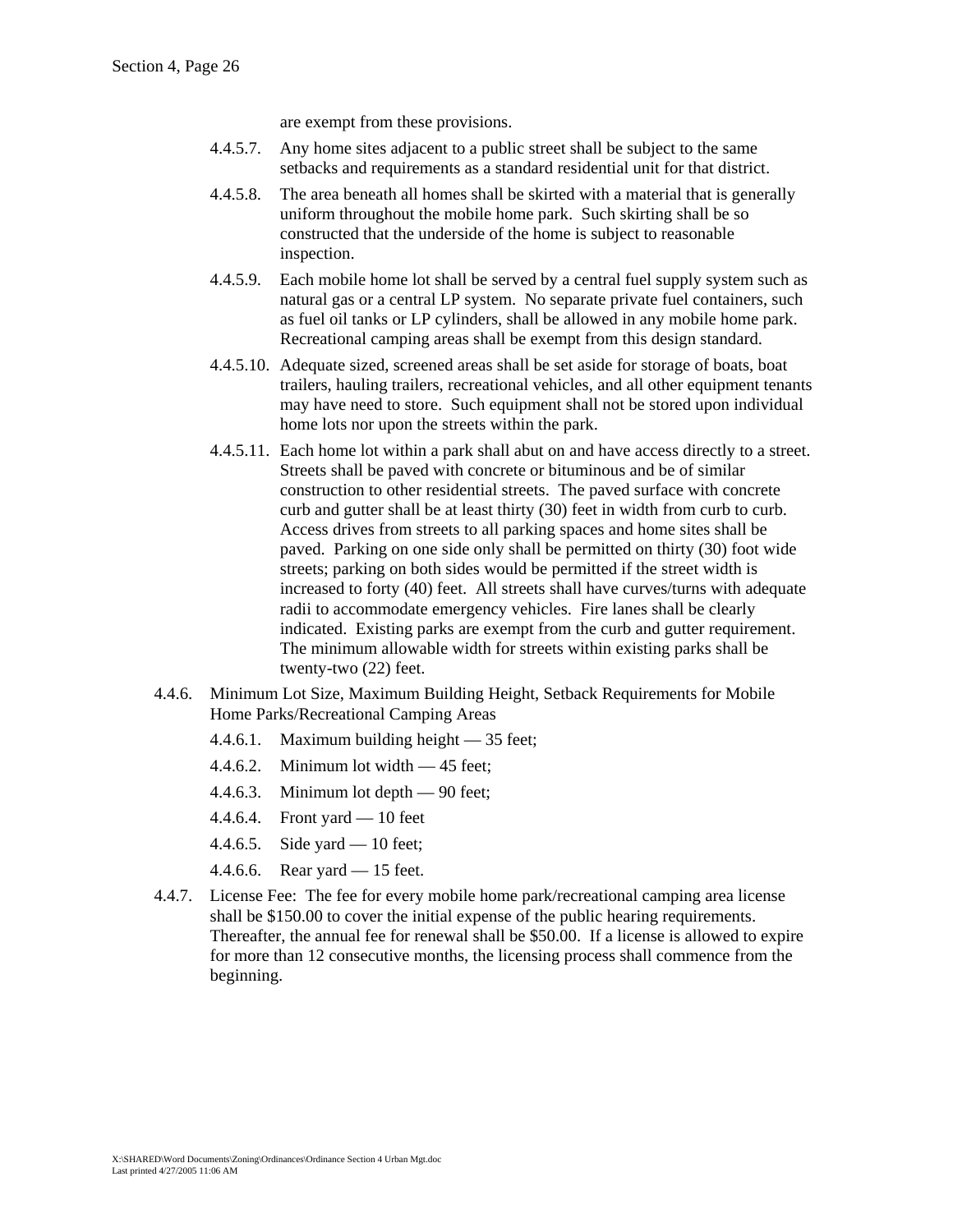are exempt from these provisions.

4.4.5.7. Any home sites adjacent to a public street shall be subject to the same setbacks and requirements as a standard residential unit for that district.

4.4.5.8. The area beneath all homes shall be skirted with a material that is generally uniform throughout the mobile home park. Such skirting shall be so constructed that the underside of the home is subject to reasonable inspection.

4.4.5.9. Each mobile home lot shall be served by a central fuel supply system such as natural gas or a central LP system. No separate private fuel containers, such as fuel oil tanks or LP cylinders, shall be allowed in any mobile home park. Recreational camping areas shall be exempt from this design standard.

4.4.5.10. Adequate sized, screened areas shall be set aside for storage of boats, boat trailers, hauling trailers, recreational vehicles, and all other equipment tenants may have need to store. Such equipment shall not be stored upon individual home lots nor upon the streets within the park.

4.4.5.11. Each home lot within a park shall abut on and have access directly to a street. Streets shall be paved with concrete or bituminous and be of similar construction to other residential streets. The paved surface with concrete curb and gutter shall be at least thirty (30) feet in width from curb to curb. Access drives from streets to all parking spaces and home sites shall be paved. Parking on one side only shall be permitted on thirty (30) foot wide streets; parking on both sides would be permitted if the street width is increased to forty (40) feet. All streets shall have curves/turns with adequate radii to accommodate emergency vehicles. Fire lanes shall be clearly indicated. Existing parks are exempt from the curb and gutter requirement. The minimum allowable width for streets within existing parks shall be twenty-two (22) feet.

4.4.6. Minimum Lot Size, Maximum Building Height, Setback Requirements for Mobile Home Parks/Recreational Camping Areas

4.4.6.1. Maximum building height — 35 feet;

4.4.6.2. Minimum lot width — 45 feet;

4.4.6.3. Minimum lot depth — 90 feet;

4.4.6.4. Front yard — 10 feet

4.4.6.5. Side yard — 10 feet;

4.4.6.6. Rear yard — 15 feet.

4.4.7. License Fee: The fee for every mobile home park/recreational camping area license shall be $150.00 to cover the initial expense of the public hearing requirements. Thereafter, the annual fee for renewal shall be $50.00. If a license is allowed to expire for more than 12 consecutive months, the licensing process shall commence from the beginning.